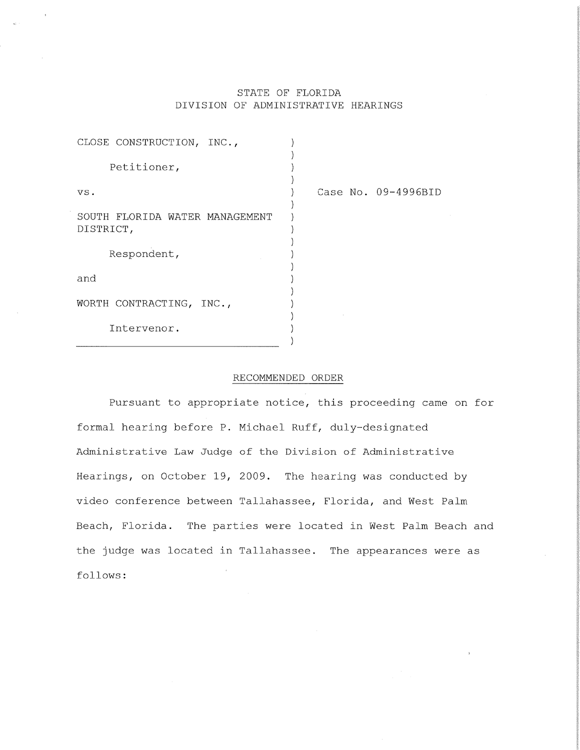STATE OF FLORIDA
DIVISION OF ADMINISTRATIVE HEARINGS

CLOSE CONSTRUCTION, INC.,

Petitioner,

vs.

SOUTH FLORIDA WATER MANAGEMENT DISTRICT,

Respondent,

and

WORTH CONTRACTING, INC.,

Intervenor.

Case No. 09-4996BID

## RECOMMENDED ORDER

Pursuant to appropriate notice, this proceeding came on for formal hearing before P. Michael Ruff, duly-designated Administrative Law Judge of the Division of Administrative Hearings, on October 19, 2009. The hearing was conducted by video conference between Tallahassee, Florida, and West Palm Beach, Florida. The parties were located in West Palm Beach and the judge was located in Tallahassee. The appearances were as follows: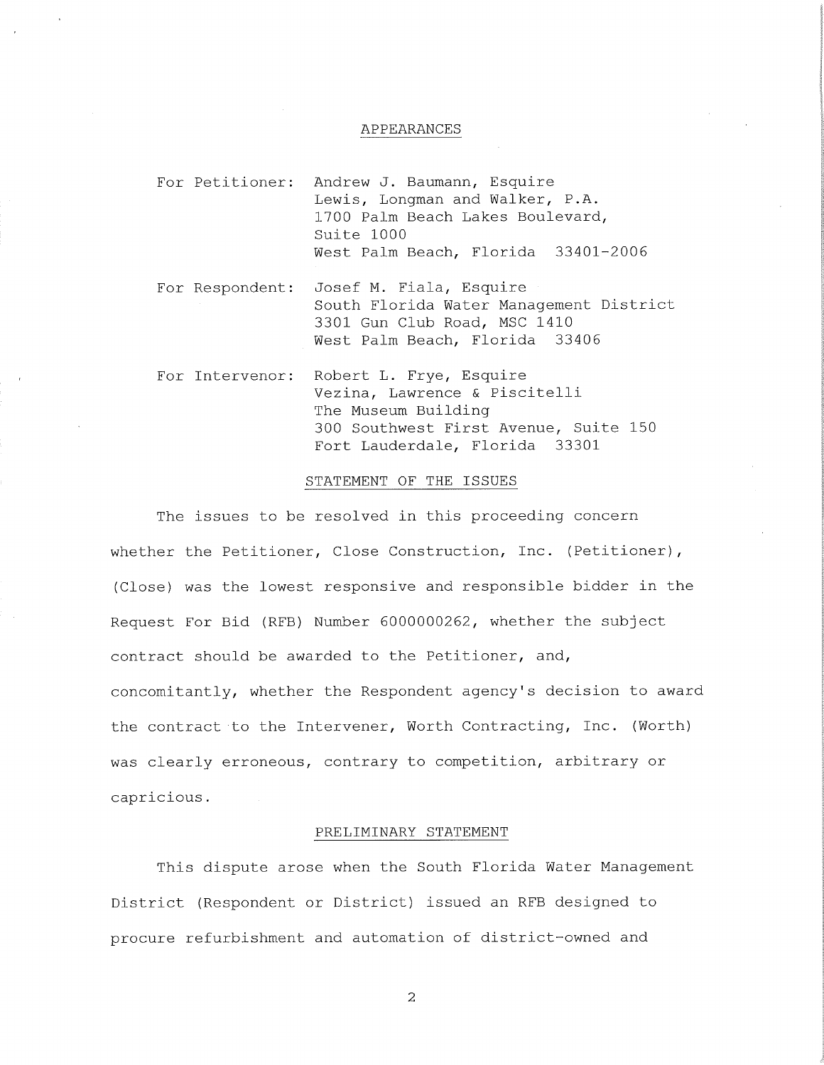## APPEARANCES

For Petitioner: Andrew J. Baumann, Esquire
Lewis, Longman and Walker, P.A.
1700 Palm Beach Lakes Boulevard,
Suite 1000
West Palm Beach, Florida 33401-2006

For Respondent: Josef M. Fiala, Esquire
South Florida Water Management District
3301 Gun Club Road, MSC 1410
West Palm Beach, Florida 33406

For Intervenor: Robert L. Frye, Esquire
Vezina, Lawrence & Piscitelli
The Museum Building
300 Southwest First Avenue, Suite 150
Fort Lauderdale, Florida 33301

## STATEMENT OF THE ISSUES

The issues to be resolved in this proceeding concern whether the Petitioner, Close Construction, Inc. (Petitioner), (Close) was the lowest responsive and responsible bidder in the Request For Bid (RFB) Number 6000000262, whether the subject contract should be awarded to the Petitioner, and, concomitantly, whether the Respondent agency's decision to award the contract to the Intervener, Worth Contracting, Inc. (Worth) was clearly erroneous, contrary to competition, arbitrary or capricious.

## PRELIMINARY STATEMENT

This dispute arose when the South Florida Water Management District (Respondent or District) issued an RFB designed to procure refurbishment and automation of district-owned and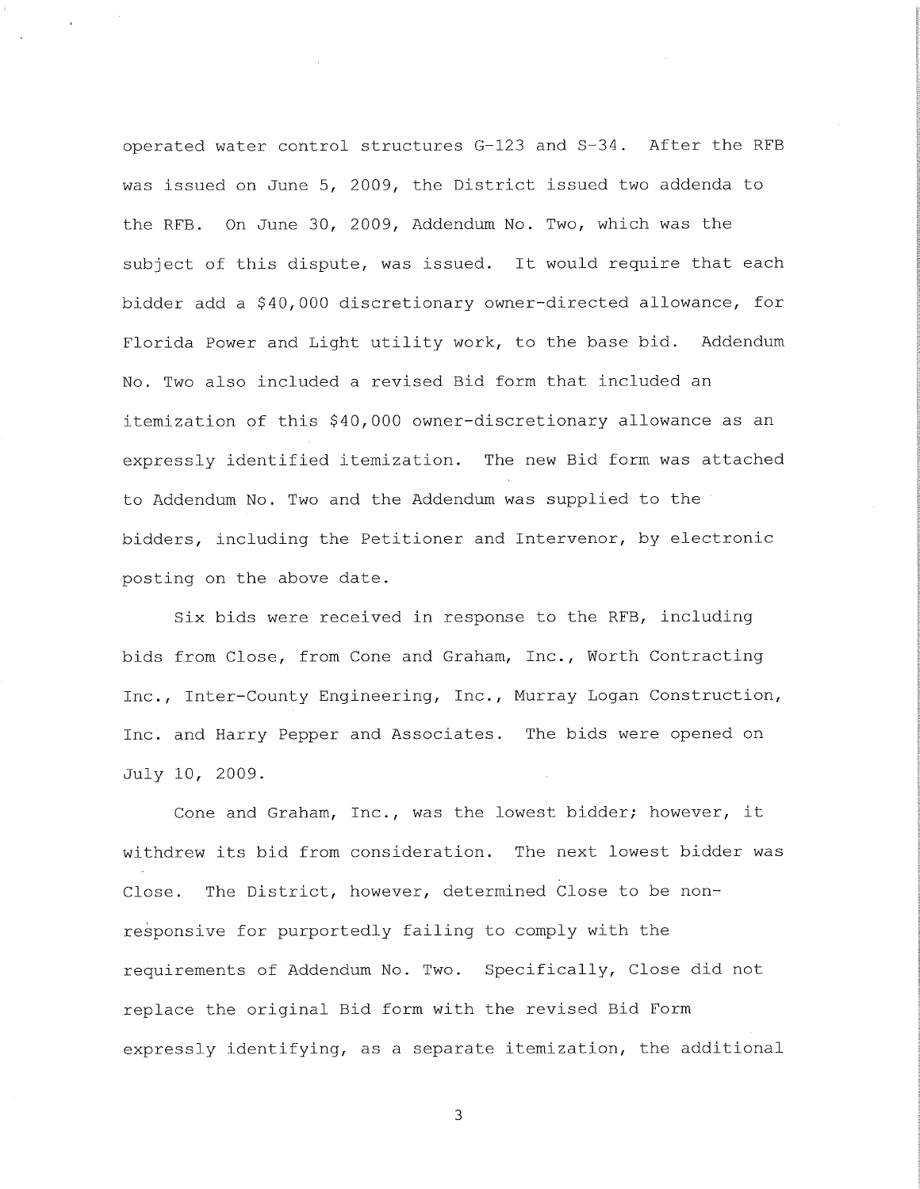operated water control structures G-123 and S-34. After the RFB was issued on June 5, 2009, the District issued two addenda to the RFB. On June 30, 2009, Addendum No. Two, which was the subject of this dispute, was issued. It would require that each bidder add a $40,000 discretionary owner-directed allowance, for Florida Power and Light utility work, to the base bid. Addendum No. Two also included a revised Bid form that included an itemization of this $40,000 owner-discretionary allowance as an expressly identified itemization. The new Bid form was attached to Addendum No. Two and the Addendum was supplied to the bidders, including the Petitioner and Intervenor, by electronic posting on the above date.

Six bids were received in response to the RFB, including bids from Close, from Cone and Graham, Inc., Worth Contracting Inc., Inter-County Engineering, Inc., Murray Logan Construction, Inc. and Harry Pepper and Associates. The bids were opened on July 10, 2009.

Cone and Graham, Inc., was the lowest bidder; however, it withdrew its bid from consideration. The next lowest bidder was Close. The District, however, determined Close to be non-responsive for purportedly failing to comply with the requirements of Addendum No. Two. Specifically, Close did not replace the original Bid form with the revised Bid Form expressly identifying, as a separate itemization, the additional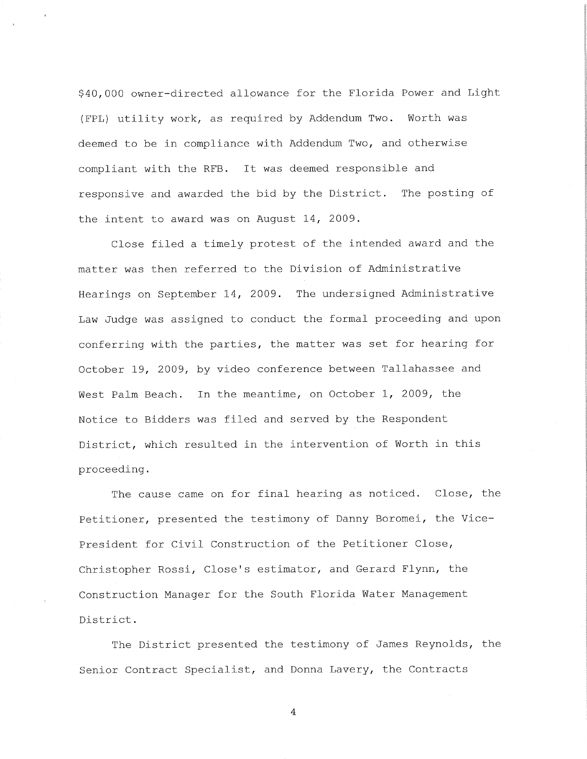$40,000 owner-directed allowance for the Florida Power and Light (FPL) utility work, as required by Addendum Two. Worth was deemed to be in compliance with Addendum Two, and otherwise compliant with the RFB. It was deemed responsible and responsive and awarded the bid by the District. The posting of the intent to award was on August 14, 2009.

Close filed a timely protest of the intended award and the matter was then referred to the Division of Administrative Hearings on September 14, 2009. The undersigned Administrative Law Judge was assigned to conduct the formal proceeding and upon conferring with the parties, the matter was set for hearing for October 19, 2009, by video conference between Tallahassee and West Palm Beach. In the meantime, on October 1, 2009, the Notice to Bidders was filed and served by the Respondent District, which resulted in the intervention of Worth in this proceeding.

The cause came on for final hearing as noticed. Close, the Petitioner, presented the testimony of Danny Boromei, the Vice-President for Civil Construction of the Petitioner Close, Christopher Rossi, Close's estimator, and Gerard Flynn, the Construction Manager for the South Florida Water Management District.

The District presented the testimony of James Reynolds, the Senior Contract Specialist, and Donna Lavery, the Contracts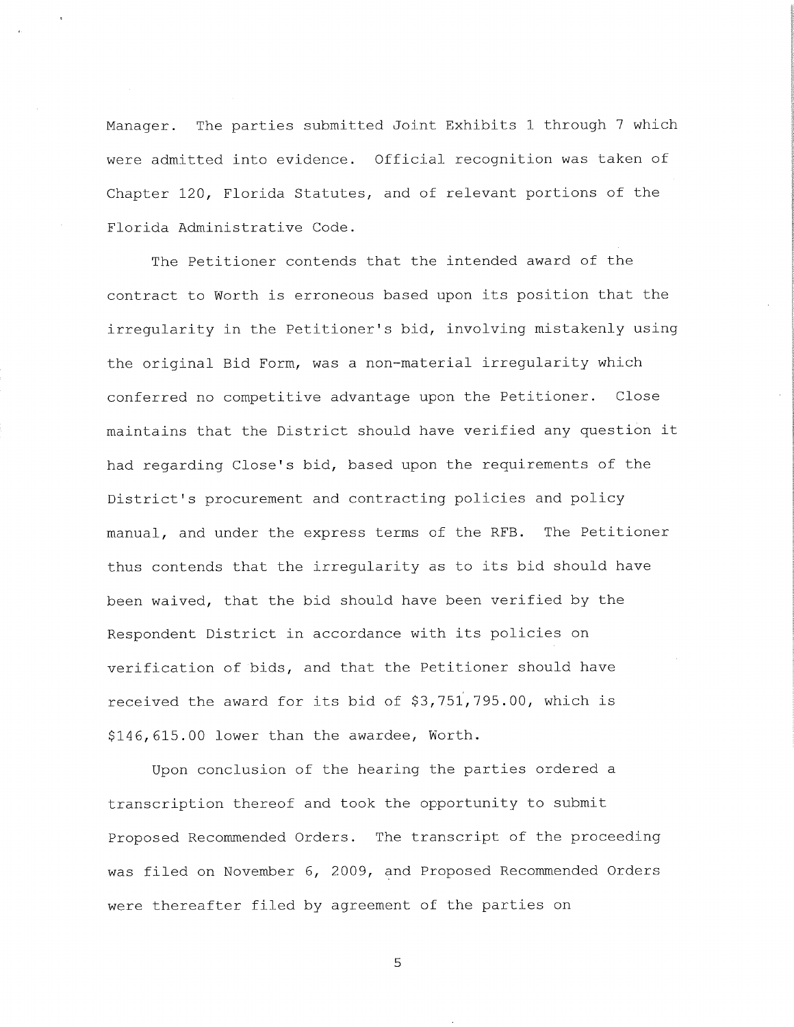Manager. The parties submitted Joint Exhibits 1 through 7 which were admitted into evidence. Official recognition was taken of Chapter 120, Florida Statutes, and of relevant portions of the Florida Administrative Code.

The Petitioner contends that the intended award of the contract to Worth is erroneous based upon its position that the irregularity in the Petitioner's bid, involving mistakenly using the original Bid Form, was a non-material irregularity which conferred no competitive advantage upon the Petitioner. Close maintains that the District should have verified any question it had regarding Close's bid, based upon the requirements of the District's procurement and contracting policies and policy manual, and under the express terms of the RFB. The Petitioner thus contends that the irregularity as to its bid should have been waived, that the bid should have been verified by the Respondent District in accordance with its policies on verification of bids, and that the Petitioner should have received the award for its bid of $3,751,795.00, which is $146,615.00 lower than the awardee, Worth.

Upon conclusion of the hearing the parties ordered a transcription thereof and took the opportunity to submit Proposed Recommended Orders. The transcript of the proceeding was filed on November 6, 2009, and Proposed Recommended Orders were thereafter filed by agreement of the parties on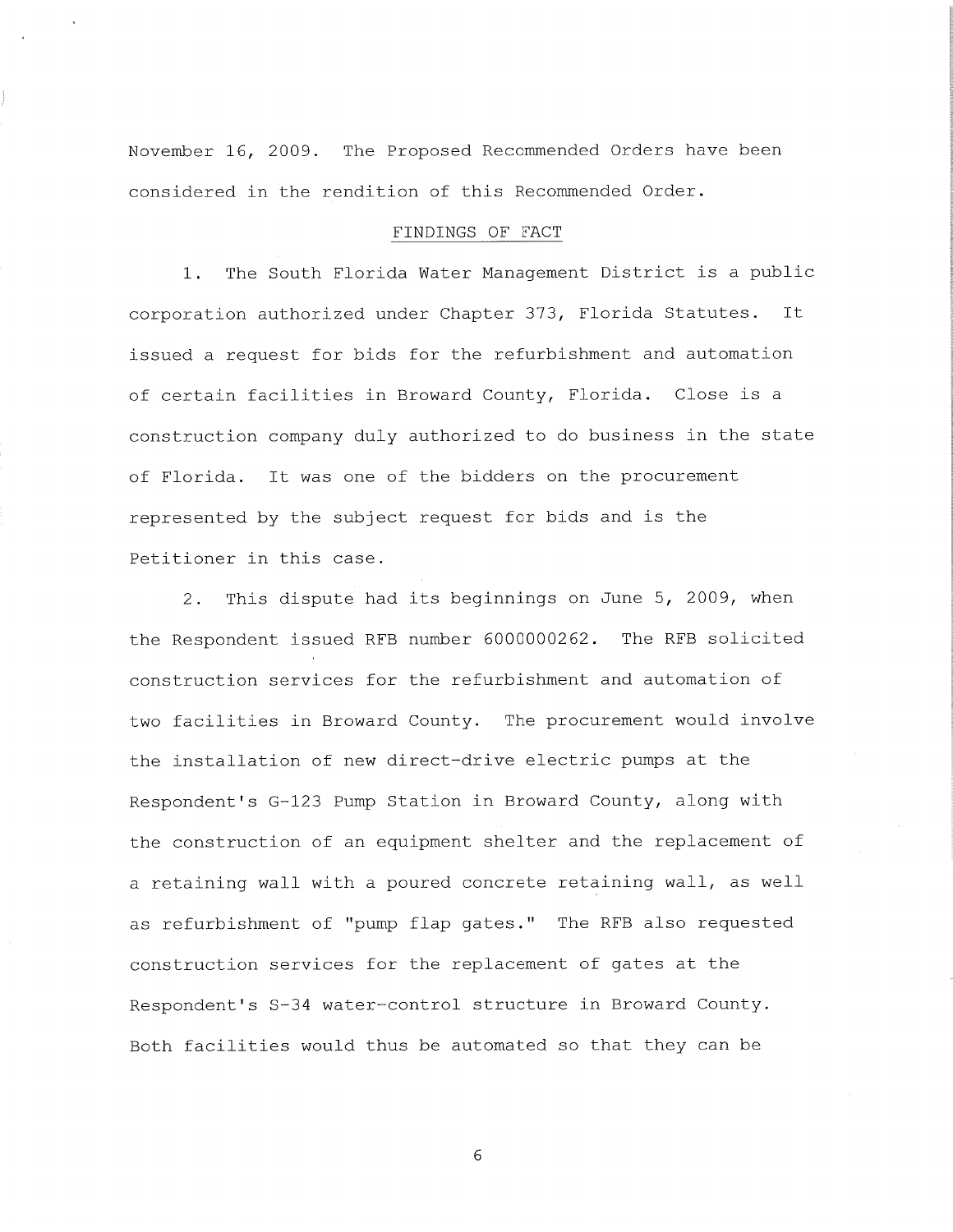November 16, 2009. The Proposed Recommended Orders have been considered in the rendition of this Recommended Order.

## FINDINGS OF FACT

1. The South Florida Water Management District is a public corporation authorized under Chapter 373, Florida Statutes. It issued a request for bids for the refurbishment and automation of certain facilities in Broward County, Florida. Close is a construction company duly authorized to do business in the state of Florida. It was one of the bidders on the procurement represented by the subject request for bids and is the Petitioner in this case.

2. This dispute had its beginnings on June 5, 2009, when the Respondent issued RFB number 6000000262. The RFB solicited construction services for the refurbishment and automation of two facilities in Broward County. The procurement would involve the installation of new direct-drive electric pumps at the Respondent's G-123 Pump Station in Broward County, along with the construction of an equipment shelter and the replacement of a retaining wall with a poured concrete retaining wall, as well as refurbishment of "pump flap gates." The RFB also requested construction services for the replacement of gates at the Respondent's S-34 water-control structure in Broward County. Both facilities would thus be automated so that they can be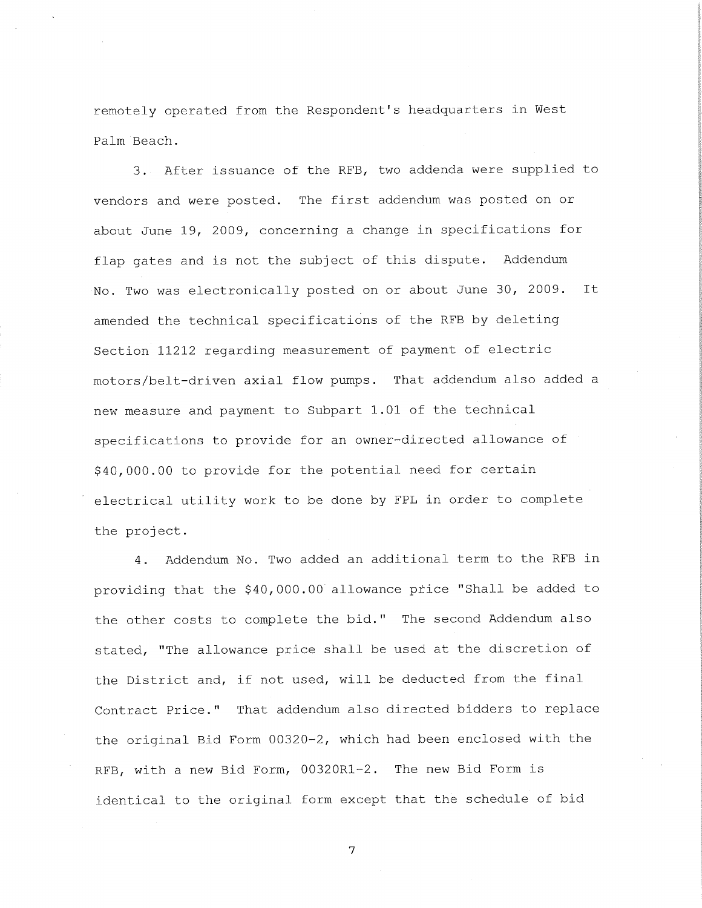remotely operated from the Respondent's headquarters in West Palm Beach.

3. After issuance of the RFB, two addenda were supplied to vendors and were posted. The first addendum was posted on or about June 19, 2009, concerning a change in specifications for flap gates and is not the subject of this dispute. Addendum No. Two was electronically posted on or about June 30, 2009. It amended the technical specifications of the RFB by deleting Section 11212 regarding measurement of payment of electric motors/belt-driven axial flow pumps. That addendum also added a new measure and payment to Subpart 1.01 of the technical specifications to provide for an owner-directed allowance of $40,000.00 to provide for the potential need for certain electrical utility work to be done by FPL in order to complete the project.

4. Addendum No. Two added an additional term to the RFB in providing that the $40,000.00 allowance price "Shall be added to the other costs to complete the bid." The second Addendum also stated, "The allowance price shall be used at the discretion of the District and, if not used, will be deducted from the final Contract Price." That addendum also directed bidders to replace the original Bid Form 00320-2, which had been enclosed with the RFB, with a new Bid Form, 00320R1-2. The new Bid Form is identical to the original form except that the schedule of bid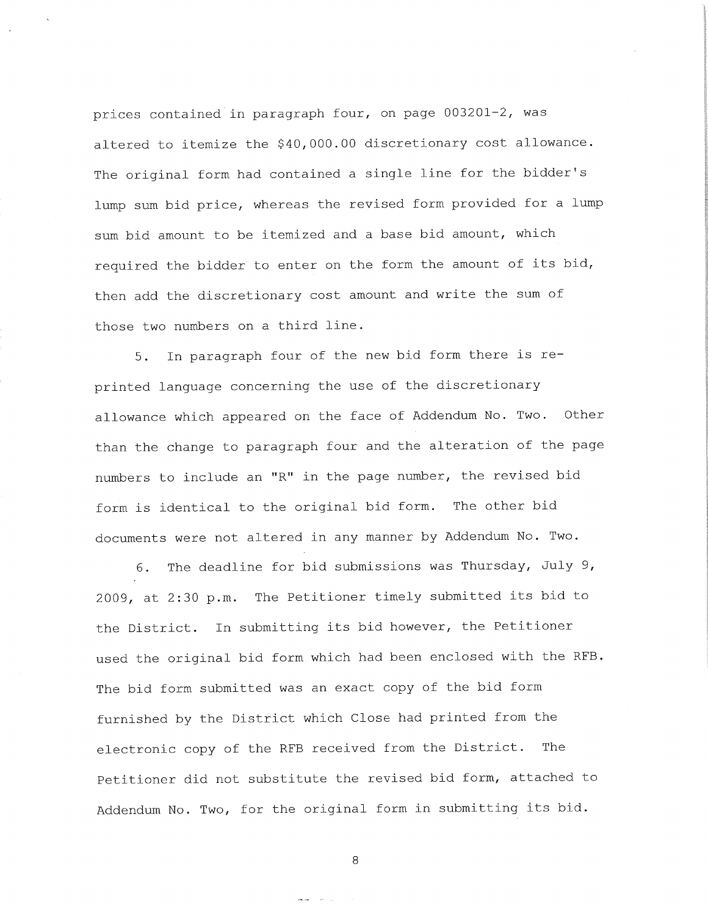prices contained in paragraph four, on page 003201-2, was altered to itemize the $40,000.00 discretionary cost allowance. The original form had contained a single line for the bidder's lump sum bid price, whereas the revised form provided for a lump sum bid amount to be itemized and a base bid amount, which required the bidder to enter on the form the amount of its bid, then add the discretionary cost amount and write the sum of those two numbers on a third line.

5. In paragraph four of the new bid form there is re-printed language concerning the use of the discretionary allowance which appeared on the face of Addendum No. Two. Other than the change to paragraph four and the alteration of the page numbers to include an "R" in the page number, the revised bid form is identical to the original bid form. The other bid documents were not altered in any manner by Addendum No. Two.

6. The deadline for bid submissions was Thursday, July 9, 2009, at 2:30 p.m. The Petitioner timely submitted its bid to the District. In submitting its bid however, the Petitioner used the original bid form which had been enclosed with the RFB. The bid form submitted was an exact copy of the bid form furnished by the District which Close had printed from the electronic copy of the RFB received from the District. The Petitioner did not substitute the revised bid form, attached to Addendum No. Two, for the original form in submitting its bid.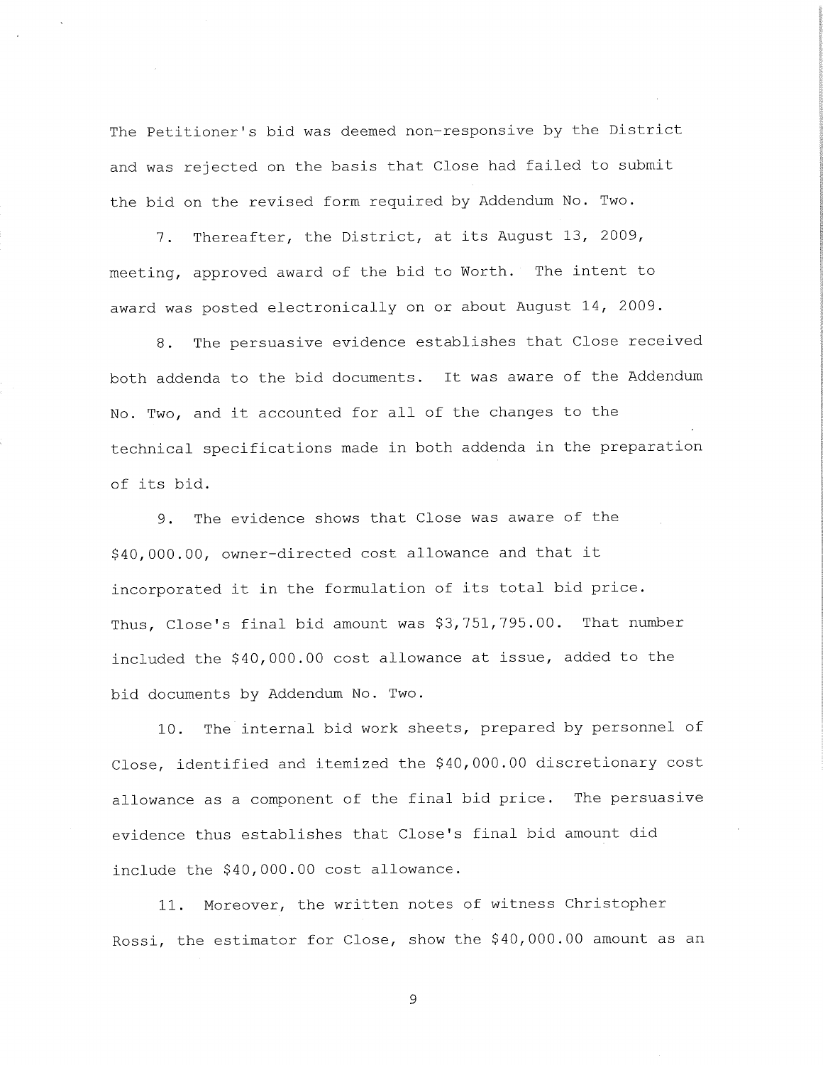The Petitioner's bid was deemed non-responsive by the District and was rejected on the basis that Close had failed to submit the bid on the revised form required by Addendum No. Two.

7. Thereafter, the District, at its August 13, 2009, meeting, approved award of the bid to Worth. The intent to award was posted electronically on or about August 14, 2009.

8. The persuasive evidence establishes that Close received both addenda to the bid documents. It was aware of the Addendum No. Two, and it accounted for all of the changes to the technical specifications made in both addenda in the preparation of its bid.

9. The evidence shows that Close was aware of the $40,000.00, owner-directed cost allowance and that it incorporated it in the formulation of its total bid price. Thus, Close's final bid amount was $3,751,795.00. That number included the $40,000.00 cost allowance at issue, added to the bid documents by Addendum No. Two.

10. The internal bid work sheets, prepared by personnel of Close, identified and itemized the $40,000.00 discretionary cost allowance as a component of the final bid price. The persuasive evidence thus establishes that Close's final bid amount did include the $40,000.00 cost allowance.

11. Moreover, the written notes of witness Christopher Rossi, the estimator for Close, show the $40,000.00 amount as an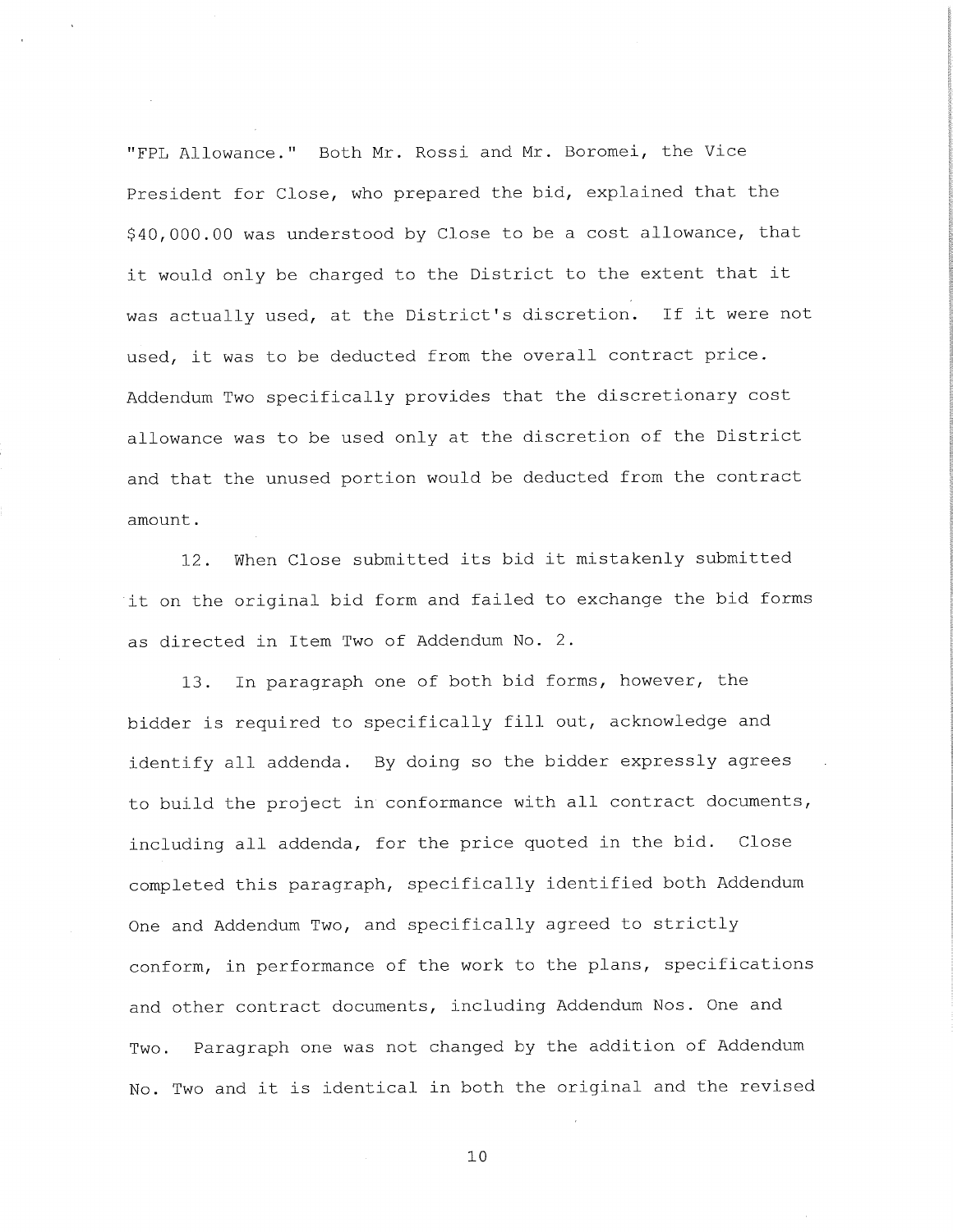"FPL Allowance." Both Mr. Rossi and Mr. Boromei, the Vice President for Close, who prepared the bid, explained that the $40,000.00 was understood by Close to be a cost allowance, that it would only be charged to the District to the extent that it was actually used, at the District's discretion. If it were not used, it was to be deducted from the overall contract price. Addendum Two specifically provides that the discretionary cost allowance was to be used only at the discretion of the District and that the unused portion would be deducted from the contract amount.

12. When Close submitted its bid it mistakenly submitted it on the original bid form and failed to exchange the bid forms as directed in Item Two of Addendum No. 2.

13. In paragraph one of both bid forms, however, the bidder is required to specifically fill out, acknowledge and identify all addenda. By doing so the bidder expressly agrees to build the project in conformance with all contract documents, including all addenda, for the price quoted in the bid. Close completed this paragraph, specifically identified both Addendum One and Addendum Two, and specifically agreed to strictly conform, in performance of the work to the plans, specifications and other contract documents, including Addendum Nos. One and Two. Paragraph one was not changed by the addition of Addendum No. Two and it is identical in both the original and the revised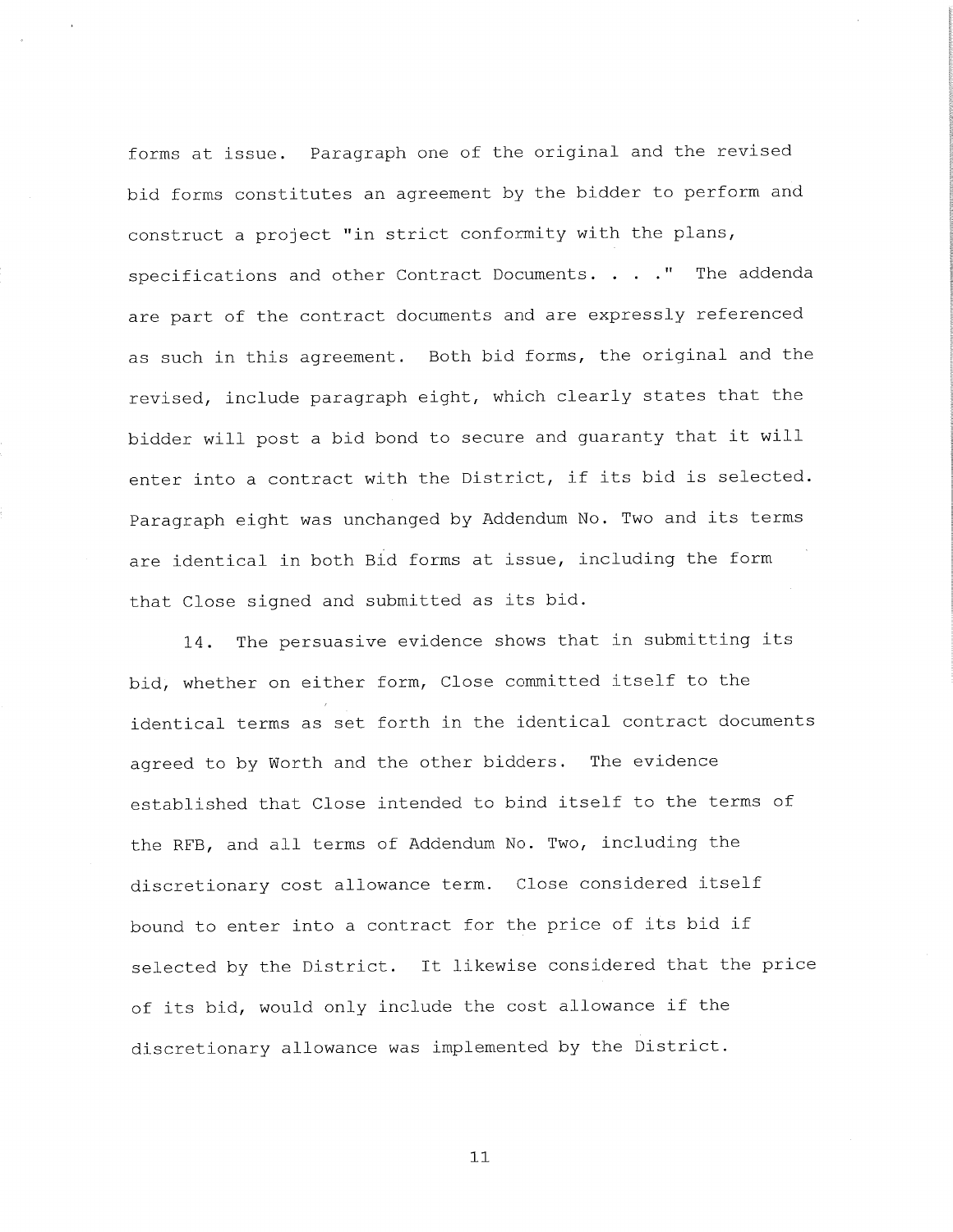forms at issue. Paragraph one of the original and the revised bid forms constitutes an agreement by the bidder to perform and construct a project "in strict conformity with the plans, specifications and other Contract Documents. . . ." The addenda are part of the contract documents and are expressly referenced as such in this agreement. Both bid forms, the original and the revised, include paragraph eight, which clearly states that the bidder will post a bid bond to secure and guaranty that it will enter into a contract with the District, if its bid is selected. Paragraph eight was unchanged by Addendum No. Two and its terms are identical in both Bid forms at issue, including the form that Close signed and submitted as its bid.

14. The persuasive evidence shows that in submitting its bid, whether on either form, Close committed itself to the identical terms as set forth in the identical contract documents agreed to by Worth and the other bidders. The evidence established that Close intended to bind itself to the terms of the RFB, and all terms of Addendum No. Two, including the discretionary cost allowance term. Close considered itself bound to enter into a contract for the price of its bid if selected by the District. It likewise considered that the price of its bid, would only include the cost allowance if the discretionary allowance was implemented by the District.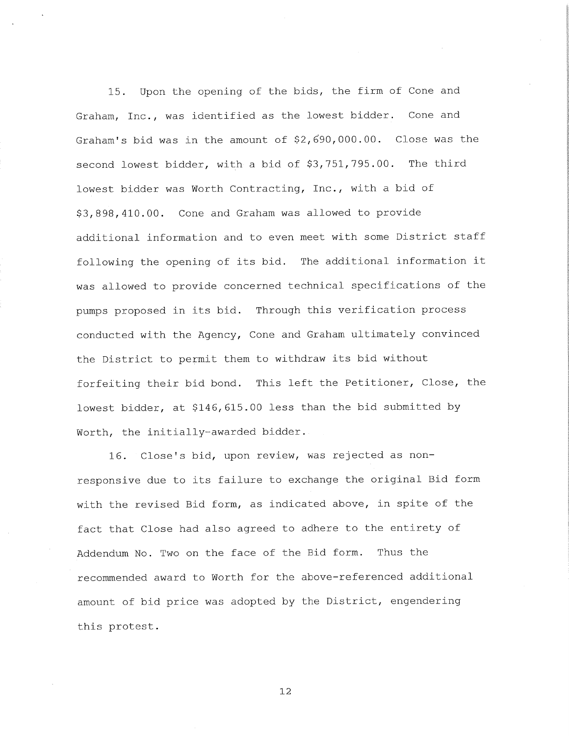15. Upon the opening of the bids, the firm of Cone and Graham, Inc., was identified as the lowest bidder. Cone and Graham's bid was in the amount of $2,690,000.00. Close was the second lowest bidder, with a bid of $3,751,795.00. The third lowest bidder was Worth Contracting, Inc., with a bid of $3,898,410.00. Cone and Graham was allowed to provide additional information and to even meet with some District staff following the opening of its bid. The additional information it was allowed to provide concerned technical specifications of the pumps proposed in its bid. Through this verification process conducted with the Agency, Cone and Graham ultimately convinced the District to permit them to withdraw its bid without forfeiting their bid bond. This left the Petitioner, Close, the lowest bidder, at $146,615.00 less than the bid submitted by Worth, the initially-awarded bidder.

16. Close's bid, upon review, was rejected as non-responsive due to its failure to exchange the original Bid form with the revised Bid form, as indicated above, in spite of the fact that Close had also agreed to adhere to the entirety of Addendum No. Two on the face of the Bid form. Thus the recommended award to Worth for the above-referenced additional amount of bid price was adopted by the District, engendering this protest.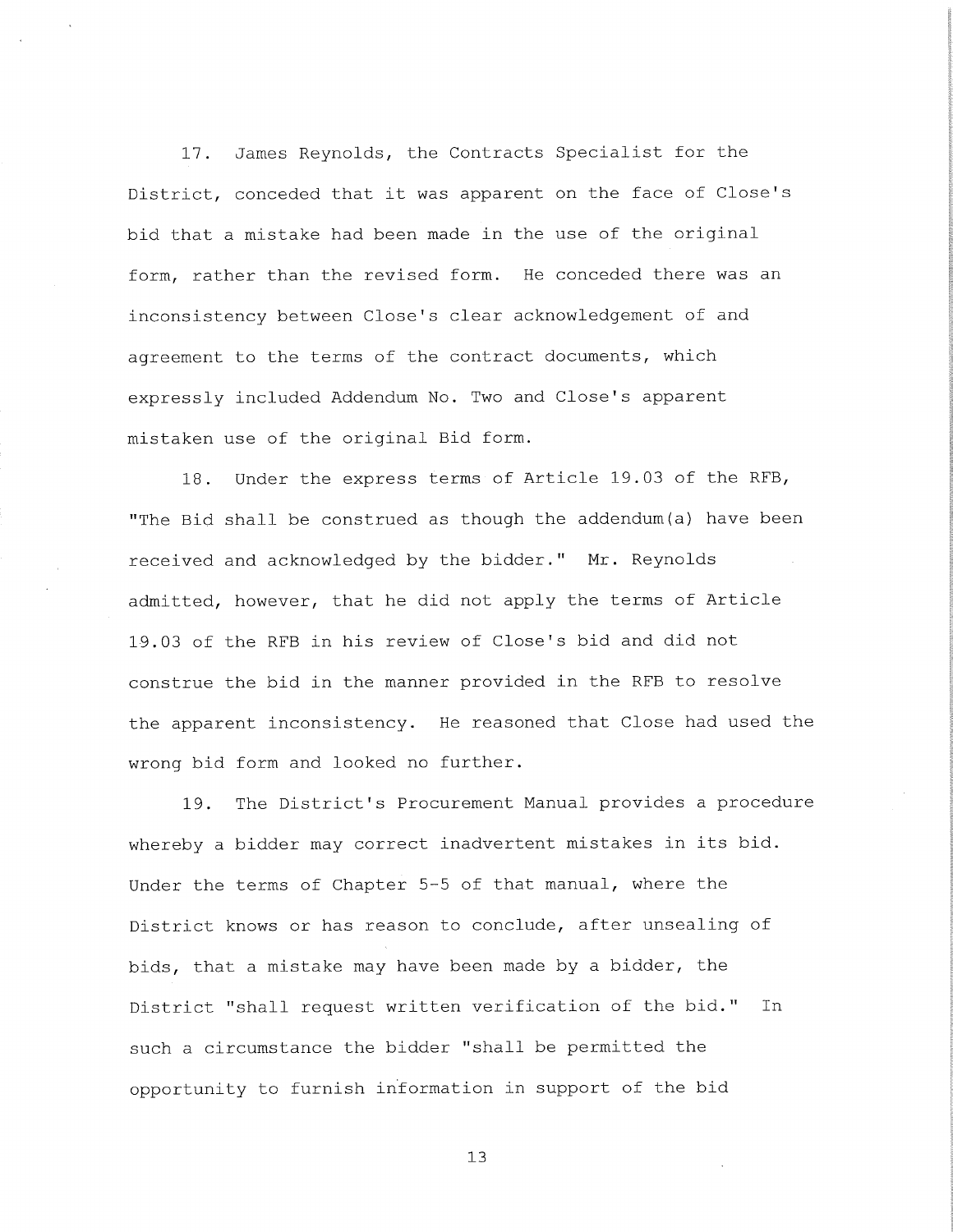17. James Reynolds, the Contracts Specialist for the District, conceded that it was apparent on the face of Close's bid that a mistake had been made in the use of the original form, rather than the revised form. He conceded there was an inconsistency between Close's clear acknowledgement of and agreement to the terms of the contract documents, which expressly included Addendum No. Two and Close's apparent mistaken use of the original Bid form.

18. Under the express terms of Article 19.03 of the RFB, "The Bid shall be construed as though the addendum(a) have been received and acknowledged by the bidder." Mr. Reynolds admitted, however, that he did not apply the terms of Article 19.03 of the RFB in his review of Close's bid and did not construe the bid in the manner provided in the RFB to resolve the apparent inconsistency. He reasoned that Close had used the wrong bid form and looked no further.

19. The District's Procurement Manual provides a procedure whereby a bidder may correct inadvertent mistakes in its bid. Under the terms of Chapter 5-5 of that manual, where the District knows or has reason to conclude, after unsealing of bids, that a mistake may have been made by a bidder, the District "shall request written verification of the bid." In such a circumstance the bidder "shall be permitted the opportunity to furnish information in support of the bid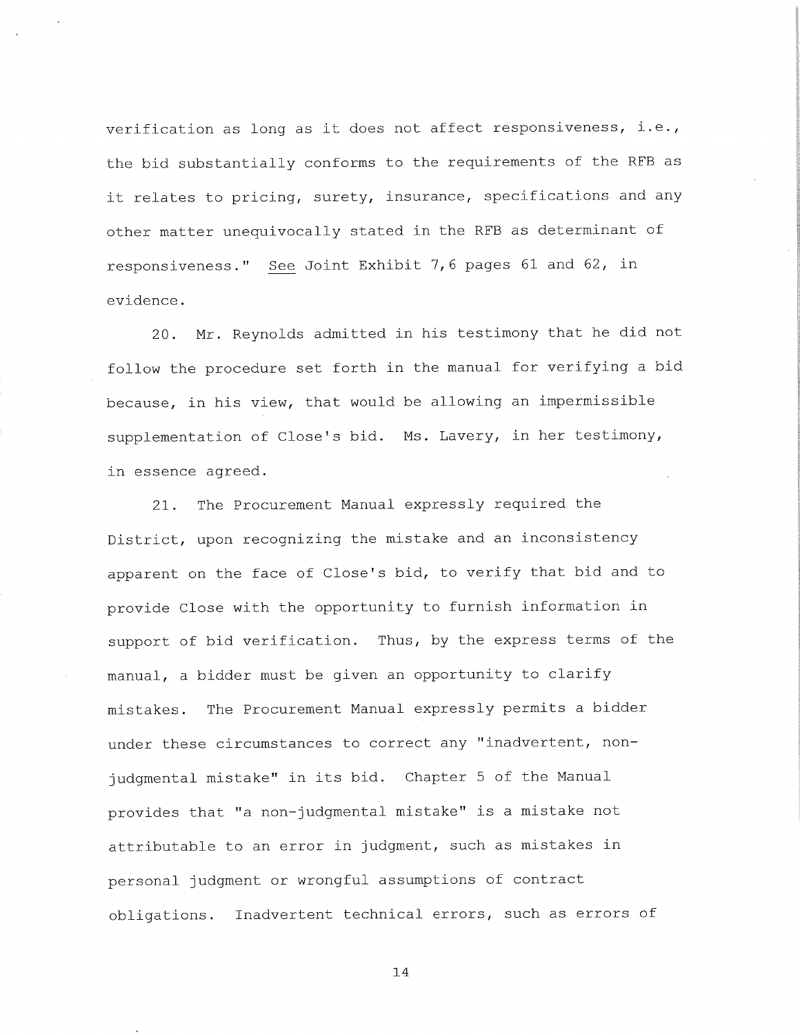verification as long as it does not affect responsiveness, i.e., the bid substantially conforms to the requirements of the RFB as it relates to pricing, surety, insurance, specifications and any other matter unequivocally stated in the RFB as determinant of responsiveness." See Joint Exhibit 7,6 pages 61 and 62, in evidence.

20. Mr. Reynolds admitted in his testimony that he did not follow the procedure set forth in the manual for verifying a bid because, in his view, that would be allowing an impermissible supplementation of Close's bid. Ms. Lavery, in her testimony, in essence agreed.

21. The Procurement Manual expressly required the District, upon recognizing the mistake and an inconsistency apparent on the face of Close's bid, to verify that bid and to provide Close with the opportunity to furnish information in support of bid verification. Thus, by the express terms of the manual, a bidder must be given an opportunity to clarify mistakes. The Procurement Manual expressly permits a bidder under these circumstances to correct any "inadvertent, non-judgmental mistake" in its bid. Chapter 5 of the Manual provides that "a non-judgmental mistake" is a mistake not attributable to an error in judgment, such as mistakes in personal judgment or wrongful assumptions of contract obligations. Inadvertent technical errors, such as errors of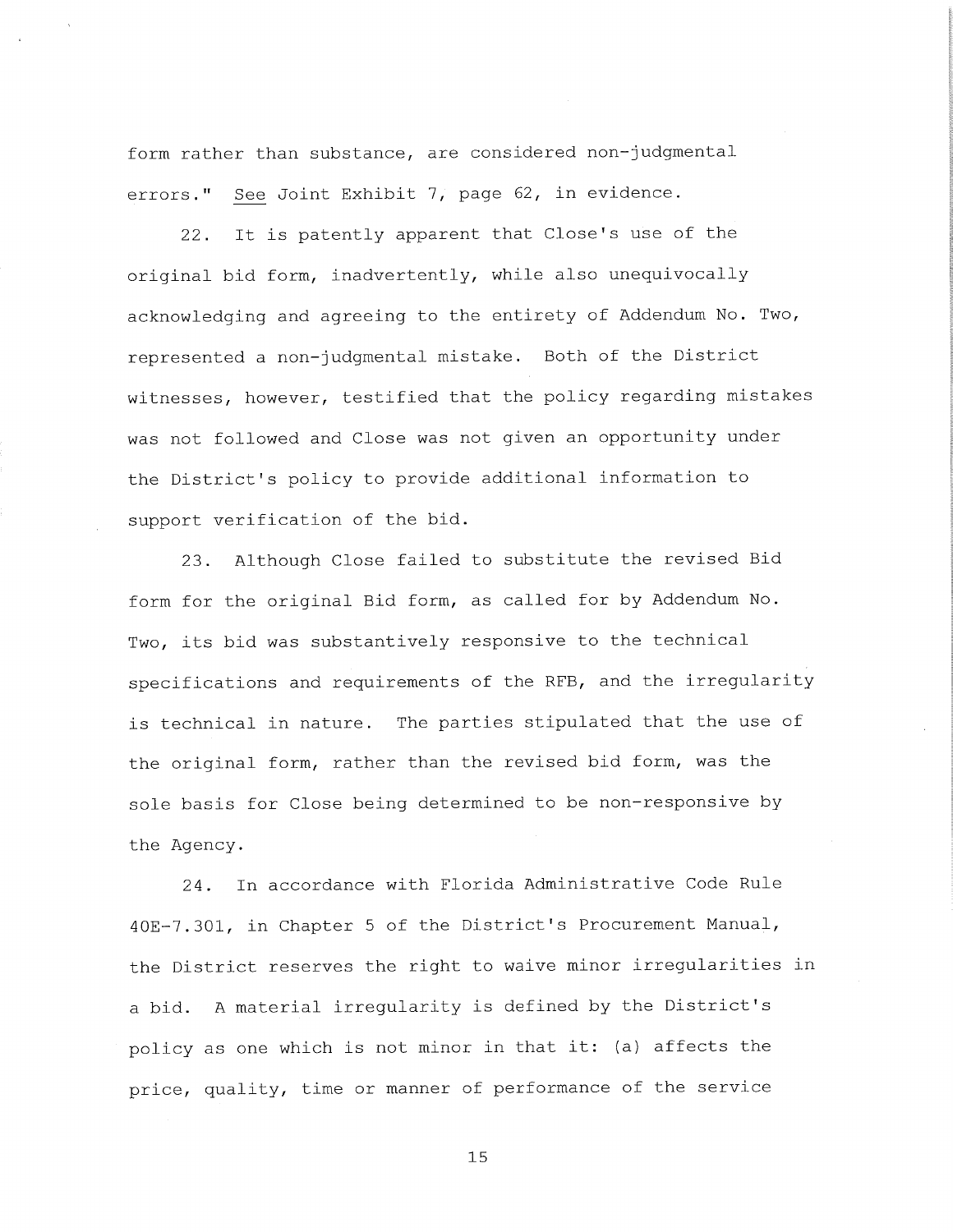form rather than substance, are considered non-judgmental errors." See Joint Exhibit 7, page 62, in evidence.

22. It is patently apparent that Close's use of the original bid form, inadvertently, while also unequivocally acknowledging and agreeing to the entirety of Addendum No. Two, represented a non-judgmental mistake. Both of the District witnesses, however, testified that the policy regarding mistakes was not followed and Close was not given an opportunity under the District's policy to provide additional information to support verification of the bid.

23. Although Close failed to substitute the revised Bid form for the original Bid form, as called for by Addendum No. Two, its bid was substantively responsive to the technical specifications and requirements of the RFB, and the irregularity is technical in nature. The parties stipulated that the use of the original form, rather than the revised bid form, was the sole basis for Close being determined to be non-responsive by the Agency.

24. In accordance with Florida Administrative Code Rule 40E-7.301, in Chapter 5 of the District's Procurement Manual, the District reserves the right to waive minor irregularities in a bid. A material irregularity is defined by the District's policy as one which is not minor in that it: (a) affects the price, quality, time or manner of performance of the service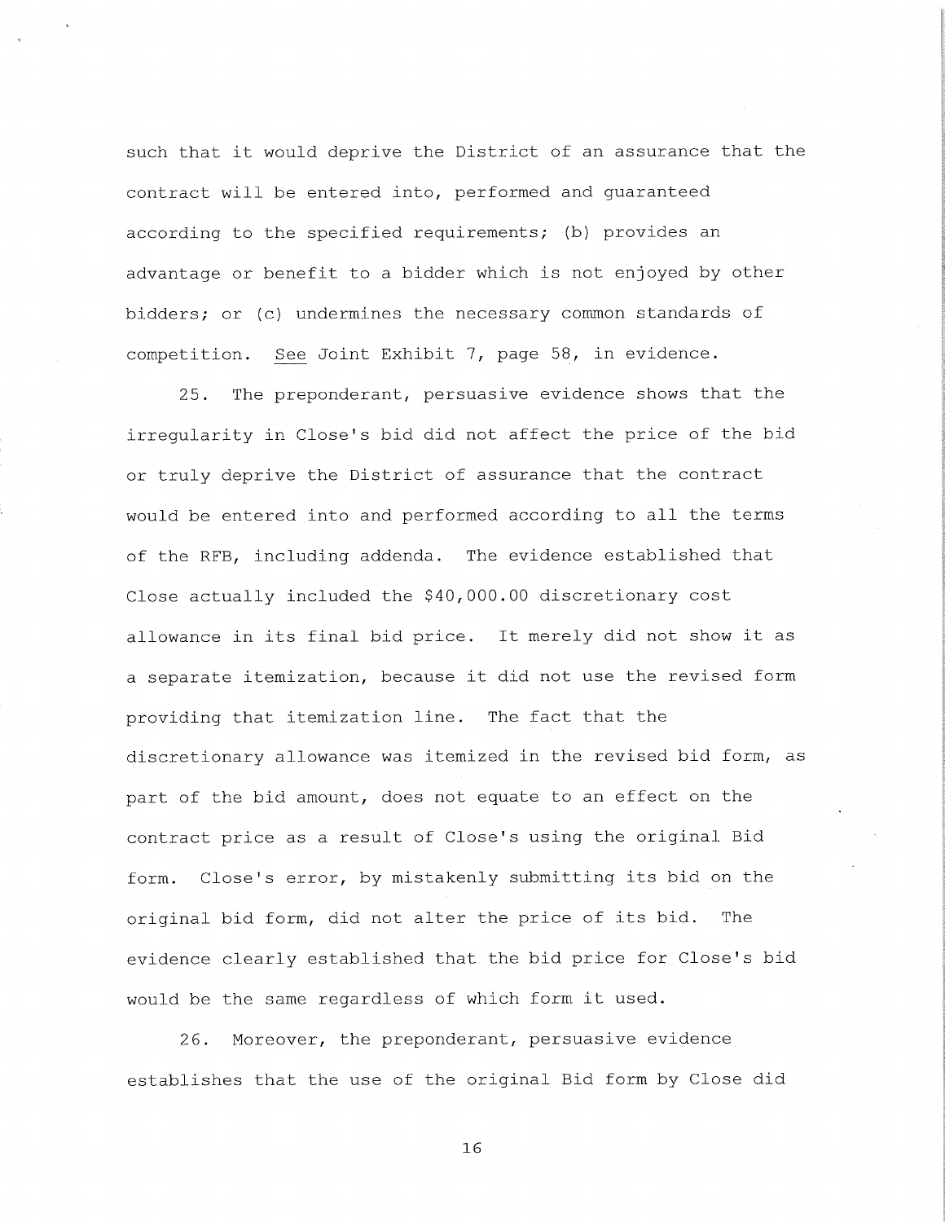such that it would deprive the District of an assurance that the contract will be entered into, performed and guaranteed according to the specified requirements; (b) provides an advantage or benefit to a bidder which is not enjoyed by other bidders; or (c) undermines the necessary common standards of competition. See Joint Exhibit 7, page 58, in evidence.

25. The preponderant, persuasive evidence shows that the irregularity in Close's bid did not affect the price of the bid or truly deprive the District of assurance that the contract would be entered into and performed according to all the terms of the RFB, including addenda. The evidence established that Close actually included the $40,000.00 discretionary cost allowance in its final bid price. It merely did not show it as a separate itemization, because it did not use the revised form providing that itemization line. The fact that the discretionary allowance was itemized in the revised bid form, as part of the bid amount, does not equate to an effect on the contract price as a result of Close's using the original Bid form. Close's error, by mistakenly submitting its bid on the original bid form, did not alter the price of its bid. The evidence clearly established that the bid price for Close's bid would be the same regardless of which form it used.

26. Moreover, the preponderant, persuasive evidence establishes that the use of the original Bid form by Close did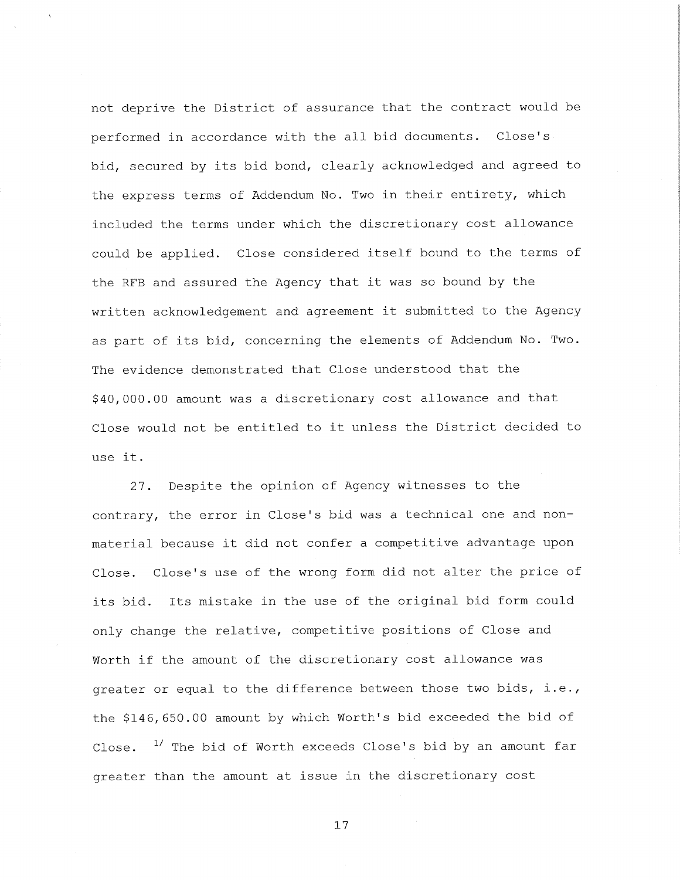not deprive the District of assurance that the contract would be performed in accordance with the all bid documents. Close's bid, secured by its bid bond, clearly acknowledged and agreed to the express terms of Addendum No. Two in their entirety, which included the terms under which the discretionary cost allowance could be applied. Close considered itself bound to the terms of the RFB and assured the Agency that it was so bound by the written acknowledgement and agreement it submitted to the Agency as part of its bid, concerning the elements of Addendum No. Two. The evidence demonstrated that Close understood that the $40,000.00 amount was a discretionary cost allowance and that Close would not be entitled to it unless the District decided to use it.

27. Despite the opinion of Agency witnesses to the contrary, the error in Close's bid was a technical one and non-material because it did not confer a competitive advantage upon Close. Close's use of the wrong form did not alter the price of its bid. Its mistake in the use of the original bid form could only change the relative, competitive positions of Close and Worth if the amount of the discretionary cost allowance was greater or equal to the difference between those two bids, i.e., the $146,650.00 amount by which Worth's bid exceeded the bid of Close. [1/] The bid of Worth exceeds Close's bid by an amount far greater than the amount at issue in the discretionary cost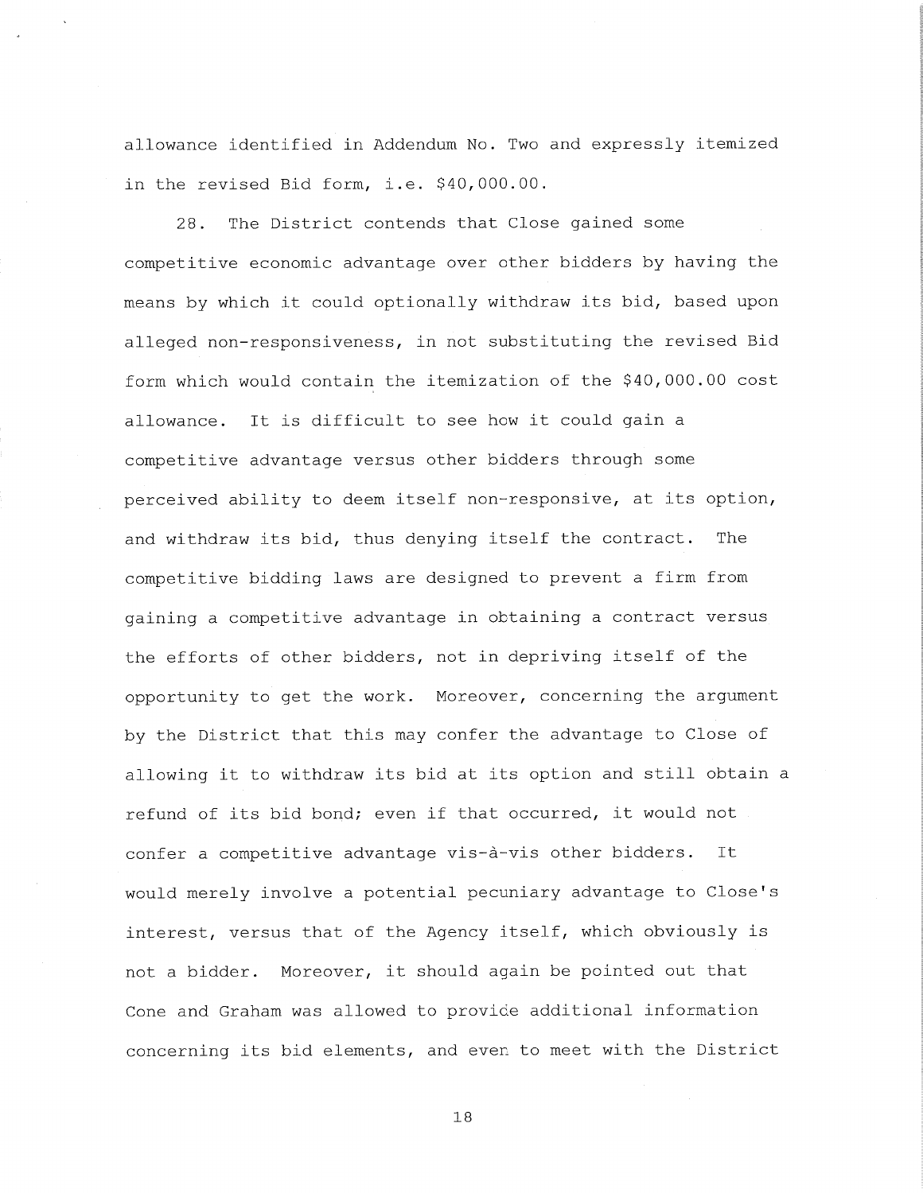allowance identified in Addendum No. Two and expressly itemized in the revised Bid form, i.e. $40,000.00.

28. The District contends that Close gained some competitive economic advantage over other bidders by having the means by which it could optionally withdraw its bid, based upon alleged non-responsiveness, in not substituting the revised Bid form which would contain the itemization of the $40,000.00 cost allowance. It is difficult to see how it could gain a competitive advantage versus other bidders through some perceived ability to deem itself non-responsive, at its option, and withdraw its bid, thus denying itself the contract. The competitive bidding laws are designed to prevent a firm from gaining a competitive advantage in obtaining a contract versus the efforts of other bidders, not in depriving itself of the opportunity to get the work. Moreover, concerning the argument by the District that this may confer the advantage to Close of allowing it to withdraw its bid at its option and still obtain a refund of its bid bond; even if that occurred, it would not confer a competitive advantage vis-à-vis other bidders. It would merely involve a potential pecuniary advantage to Close's interest, versus that of the Agency itself, which obviously is not a bidder. Moreover, it should again be pointed out that Cone and Graham was allowed to provide additional information concerning its bid elements, and even to meet with the District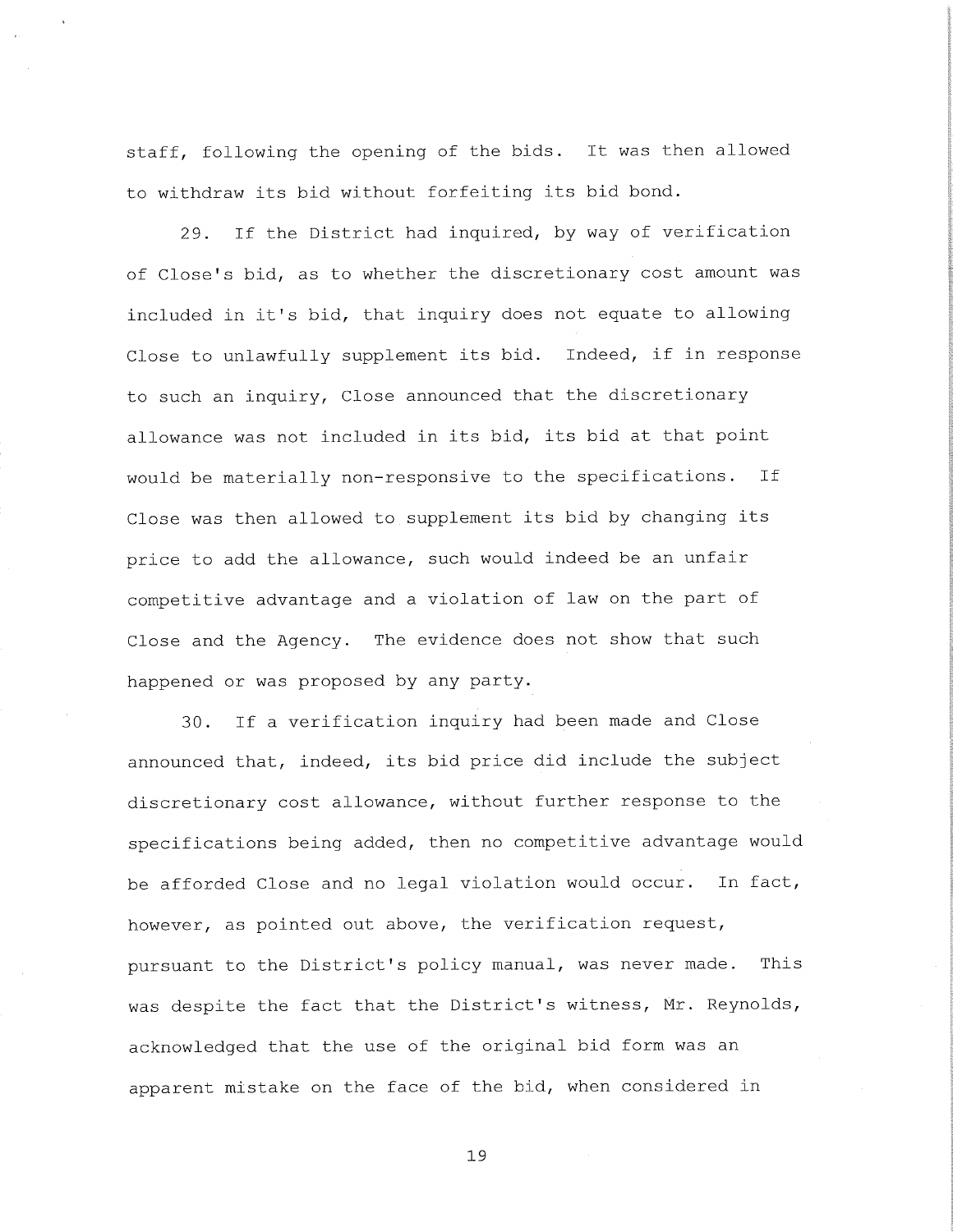staff, following the opening of the bids. It was then allowed to withdraw its bid without forfeiting its bid bond.

29. If the District had inquired, by way of verification of Close's bid, as to whether the discretionary cost amount was included in it's bid, that inquiry does not equate to allowing Close to unlawfully supplement its bid. Indeed, if in response to such an inquiry, Close announced that the discretionary allowance was not included in its bid, its bid at that point would be materially non-responsive to the specifications. If Close was then allowed to supplement its bid by changing its price to add the allowance, such would indeed be an unfair competitive advantage and a violation of law on the part of Close and the Agency. The evidence does not show that such happened or was proposed by any party.

30. If a verification inquiry had been made and Close announced that, indeed, its bid price did include the subject discretionary cost allowance, without further response to the specifications being added, then no competitive advantage would be afforded Close and no legal violation would occur. In fact, however, as pointed out above, the verification request, pursuant to the District's policy manual, was never made. This was despite the fact that the District's witness, Mr. Reynolds, acknowledged that the use of the original bid form was an apparent mistake on the face of the bid, when considered in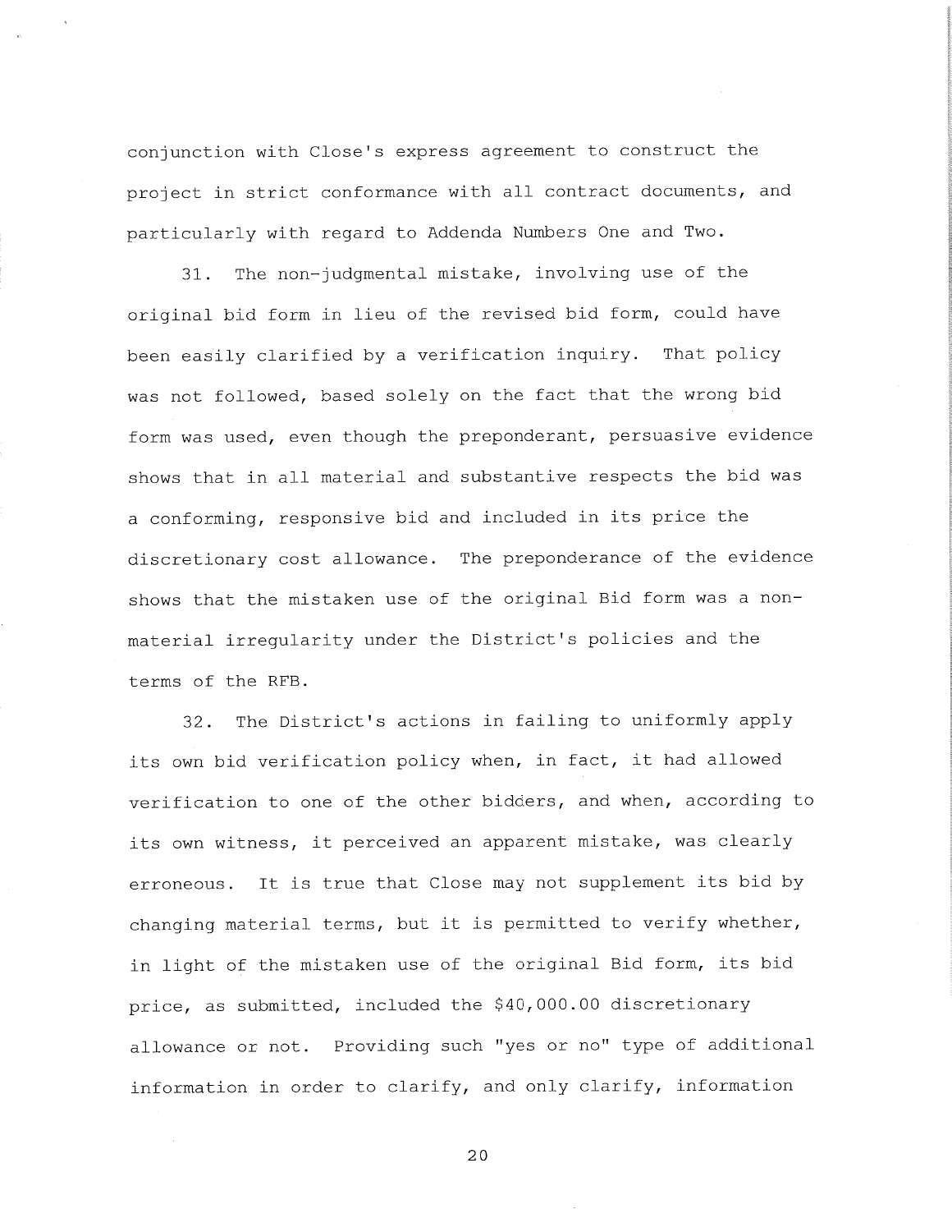conjunction with Close's express agreement to construct the project in strict conformance with all contract documents, and particularly with regard to Addenda Numbers One and Two.

31. The non-judgmental mistake, involving use of the original bid form in lieu of the revised bid form, could have been easily clarified by a verification inquiry. That policy was not followed, based solely on the fact that the wrong bid form was used, even though the preponderant, persuasive evidence shows that in all material and substantive respects the bid was a conforming, responsive bid and included in its price the discretionary cost allowance. The preponderance of the evidence shows that the mistaken use of the original Bid form was a non-material irregularity under the District's policies and the terms of the RFB.

32. The District's actions in failing to uniformly apply its own bid verification policy when, in fact, it had allowed verification to one of the other bidders, and when, according to its own witness, it perceived an apparent mistake, was clearly erroneous. It is true that Close may not supplement its bid by changing material terms, but it is permitted to verify whether, in light of the mistaken use of the original Bid form, its bid price, as submitted, included the $40,000.00 discretionary allowance or not. Providing such "yes or no" type of additional information in order to clarify, and only clarify, information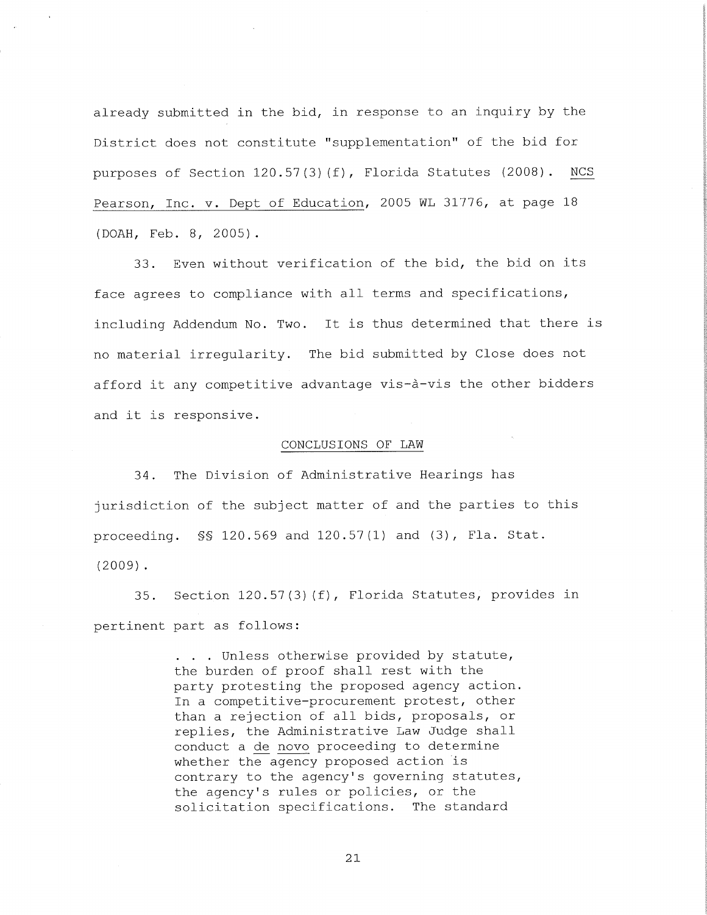already submitted in the bid, in response to an inquiry by the District does not constitute "supplementation" of the bid for purposes of Section 120.57(3)(f), Florida Statutes (2008). NCS Pearson, Inc. v. Dept of Education, 2005 WL 31776, at page 18 (DOAH, Feb. 8, 2005).

33. Even without verification of the bid, the bid on its face agrees to compliance with all terms and specifications, including Addendum No. Two. It is thus determined that there is no material irregularity. The bid submitted by Close does not afford it any competitive advantage vis-à-vis the other bidders and it is responsive.

## CONCLUSIONS OF LAW

34. The Division of Administrative Hearings has jurisdiction of the subject matter of and the parties to this proceeding. §§ 120.569 and 120.57(1) and (3), Fla. Stat. (2009).

35. Section 120.57(3)(f), Florida Statutes, provides in pertinent part as follows:

> . . . Unless otherwise provided by statute, the burden of proof shall rest with the party protesting the proposed agency action. In a competitive-procurement protest, other than a rejection of all bids, proposals, or replies, the Administrative Law Judge shall conduct a *de novo* proceeding to determine whether the agency proposed action is contrary to the agency's governing statutes, the agency's rules or policies, or the solicitation specifications. The standard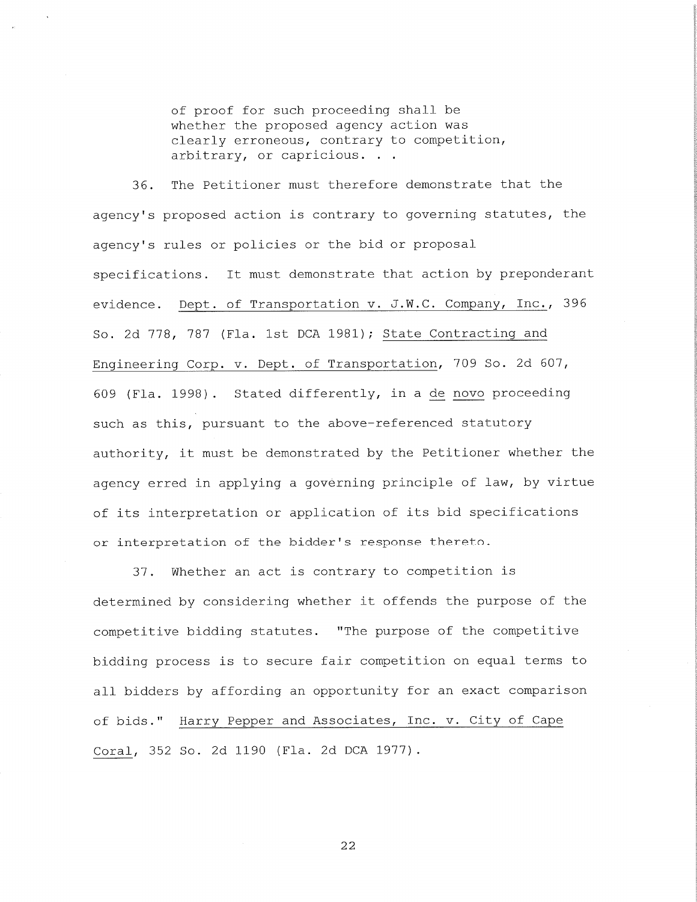> of proof for such proceeding shall be whether the proposed agency action was clearly erroneous, contrary to competition, arbitrary, or capricious. . .

36. The Petitioner must therefore demonstrate that the agency's proposed action is contrary to governing statutes, the agency's rules or policies or the bid or proposal specifications. It must demonstrate that action by preponderant evidence. Dept. of Transportation v. J.W.C. Company, Inc., 396 So. 2d 778, 787 (Fla. 1st DCA 1981); State Contracting and Engineering Corp. v. Dept. of Transportation, 709 So. 2d 607, 609 (Fla. 1998). Stated differently, in a de novo proceeding such as this, pursuant to the above-referenced statutory authority, it must be demonstrated by the Petitioner whether the agency erred in applying a governing principle of law, by virtue of its interpretation or application of its bid specifications or interpretation of the bidder's response thereto.

37. Whether an act is contrary to competition is determined by considering whether it offends the purpose of the competitive bidding statutes. "The purpose of the competitive bidding process is to secure fair competition on equal terms to all bidders by affording an opportunity for an exact comparison of bids." Harry Pepper and Associates, Inc. v. City of Cape Coral, 352 So. 2d 1190 (Fla. 2d DCA 1977).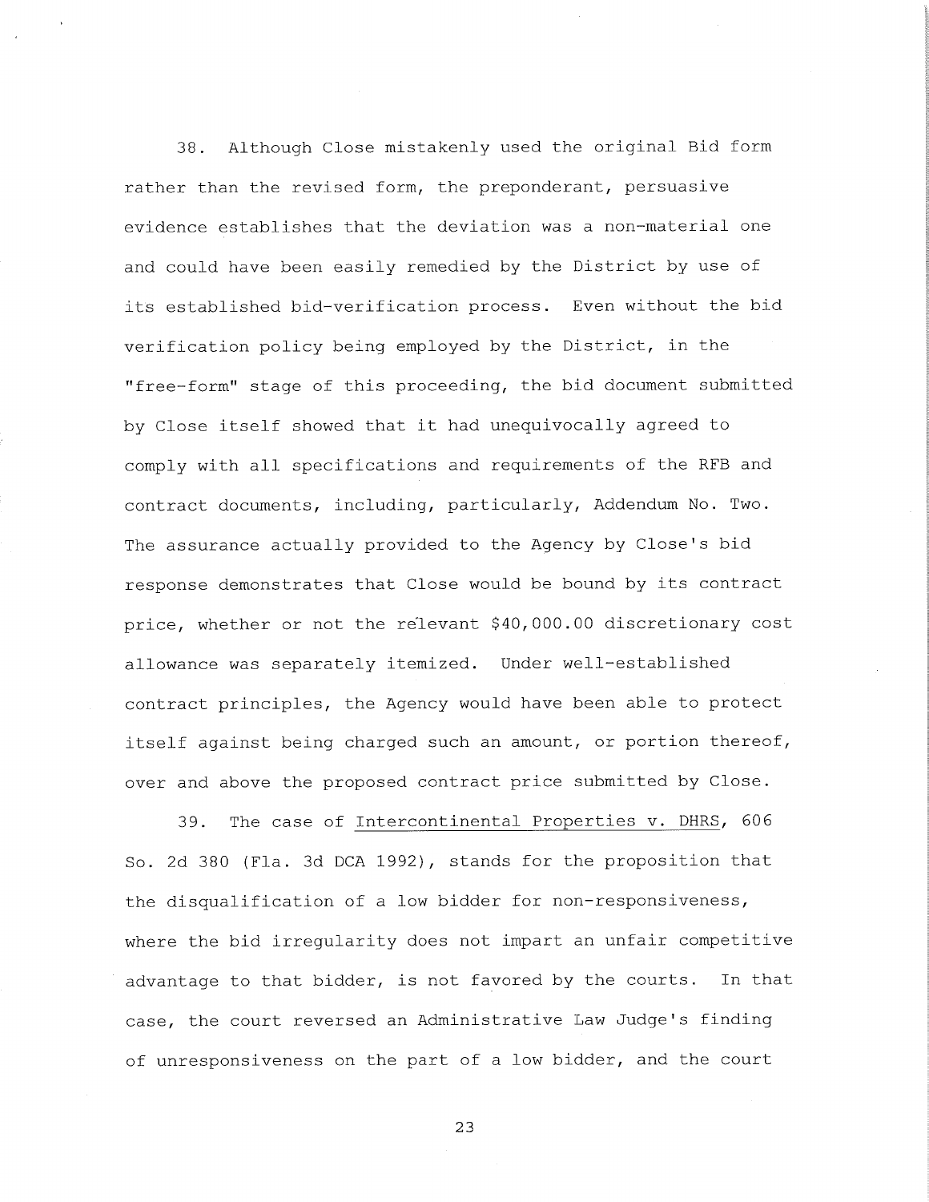38. Although Close mistakenly used the original Bid form rather than the revised form, the preponderant, persuasive evidence establishes that the deviation was a non-material one and could have been easily remedied by the District by use of its established bid-verification process. Even without the bid verification policy being employed by the District, in the "free-form" stage of this proceeding, the bid document submitted by Close itself showed that it had unequivocally agreed to comply with all specifications and requirements of the RFB and contract documents, including, particularly, Addendum No. Two. The assurance actually provided to the Agency by Close's bid response demonstrates that Close would be bound by its contract price, whether or not the relevant $40,000.00 discretionary cost allowance was separately itemized. Under well-established contract principles, the Agency would have been able to protect itself against being charged such an amount, or portion thereof, over and above the proposed contract price submitted by Close.

39. The case of Intercontinental Properties v. DHRS, 606 So. 2d 380 (Fla. 3d DCA 1992), stands for the proposition that the disqualification of a low bidder for non-responsiveness, where the bid irregularity does not impart an unfair competitive advantage to that bidder, is not favored by the courts. In that case, the court reversed an Administrative Law Judge's finding of unresponsiveness on the part of a low bidder, and the court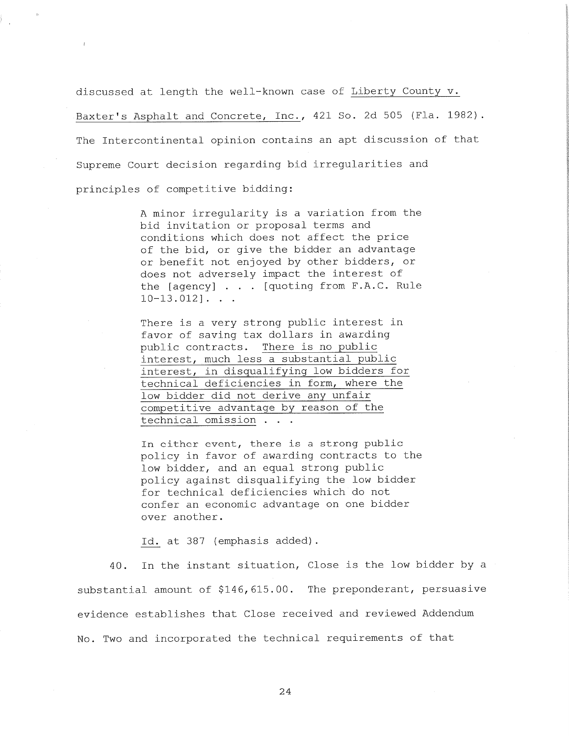discussed at length the well-known case of Liberty County v. Baxter's Asphalt and Concrete, Inc., 421 So. 2d 505 (Fla. 1982). The Intercontinental opinion contains an apt discussion of that Supreme Court decision regarding bid irregularities and principles of competitive bidding:

> A minor irregularity is a variation from the bid invitation or proposal terms and conditions which does not affect the price of the bid, or give the bidder an advantage or benefit not enjoyed by other bidders, or does not adversely impact the interest of the [agency] . . . [quoting from F.A.C. Rule 10-13.012]. . .
>
> There is a very strong public interest in favor of saving tax dollars in awarding public contracts. <u>There is no public interest, much less a substantial public interest, in disqualifying low bidders for technical deficiencies in form, where the low bidder did not derive any unfair competitive advantage by reason of the technical omission</u> . . .
>
> In either event, there is a strong public policy in favor of awarding contracts to the low bidder, and an equal strong public policy against disqualifying the low bidder for technical deficiencies which do not confer an economic advantage on one bidder over another.
>
> Id. at 387 (emphasis added).

40. In the instant situation, Close is the low bidder by a substantial amount of $146,615.00. The preponderant, persuasive evidence establishes that Close received and reviewed Addendum No. Two and incorporated the technical requirements of that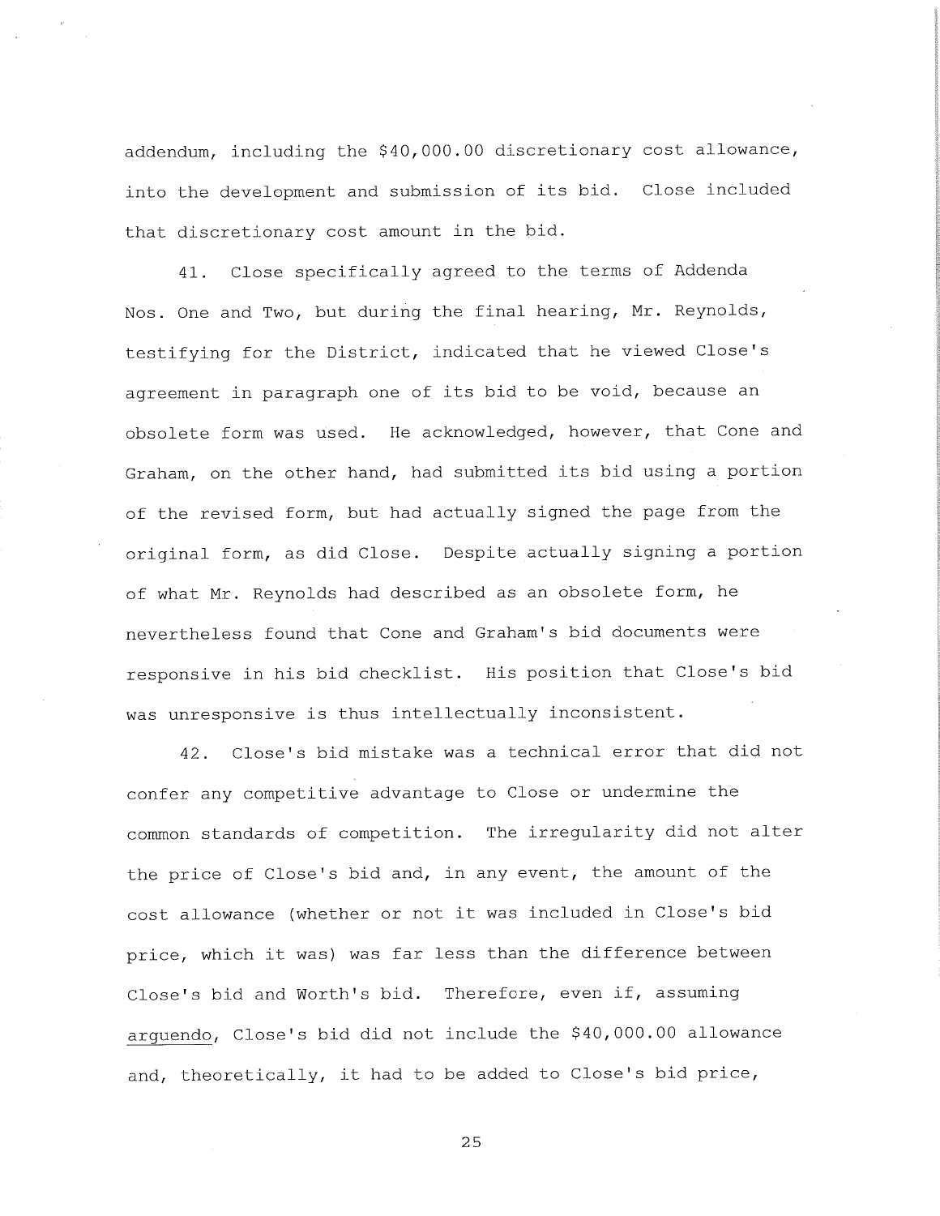addendum, including the $40,000.00 discretionary cost allowance, into the development and submission of its bid. Close included that discretionary cost amount in the bid.

41. Close specifically agreed to the terms of Addenda Nos. One and Two, but during the final hearing, Mr. Reynolds, testifying for the District, indicated that he viewed Close's agreement in paragraph one of its bid to be void, because an obsolete form was used. He acknowledged, however, that Cone and Graham, on the other hand, had submitted its bid using a portion of the revised form, but had actually signed the page from the original form, as did Close. Despite actually signing a portion of what Mr. Reynolds had described as an obsolete form, he nevertheless found that Cone and Graham's bid documents were responsive in his bid checklist. His position that Close's bid was unresponsive is thus intellectually inconsistent.

42. Close's bid mistake was a technical error that did not confer any competitive advantage to Close or undermine the common standards of competition. The irregularity did not alter the price of Close's bid and, in any event, the amount of the cost allowance (whether or not it was included in Close's bid price, which it was) was far less than the difference between Close's bid and Worth's bid. Therefore, even if, assuming arguendo, Close's bid did not include the $40,000.00 allowance and, theoretically, it had to be added to Close's bid price,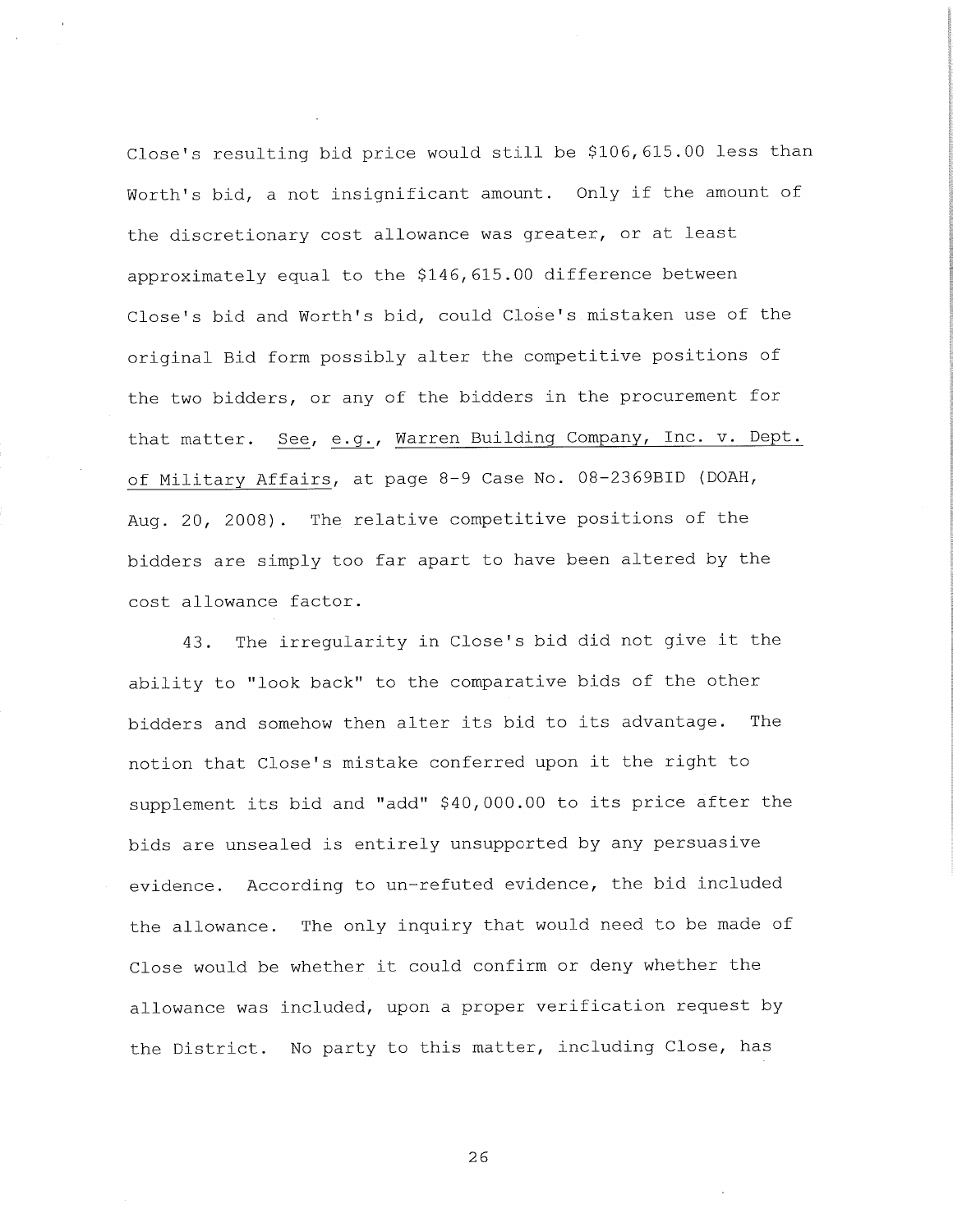Close's resulting bid price would still be $106,615.00 less than Worth's bid, a not insignificant amount. Only if the amount of the discretionary cost allowance was greater, or at least approximately equal to the $146,615.00 difference between Close's bid and Worth's bid, could Close's mistaken use of the original Bid form possibly alter the competitive positions of the two bidders, or any of the bidders in the procurement for that matter. See, e.g., Warren Building Company, Inc. v. Dept. of Military Affairs, at page 8-9 Case No. 08-2369BID (DOAH, Aug. 20, 2008). The relative competitive positions of the bidders are simply too far apart to have been altered by the cost allowance factor.

43. The irregularity in Close's bid did not give it the ability to "look back" to the comparative bids of the other bidders and somehow then alter its bid to its advantage. The notion that Close's mistake conferred upon it the right to supplement its bid and "add" $40,000.00 to its price after the bids are unsealed is entirely unsupported by any persuasive evidence. According to un-refuted evidence, the bid included the allowance. The only inquiry that would need to be made of Close would be whether it could confirm or deny whether the allowance was included, upon a proper verification request by the District. No party to this matter, including Close, has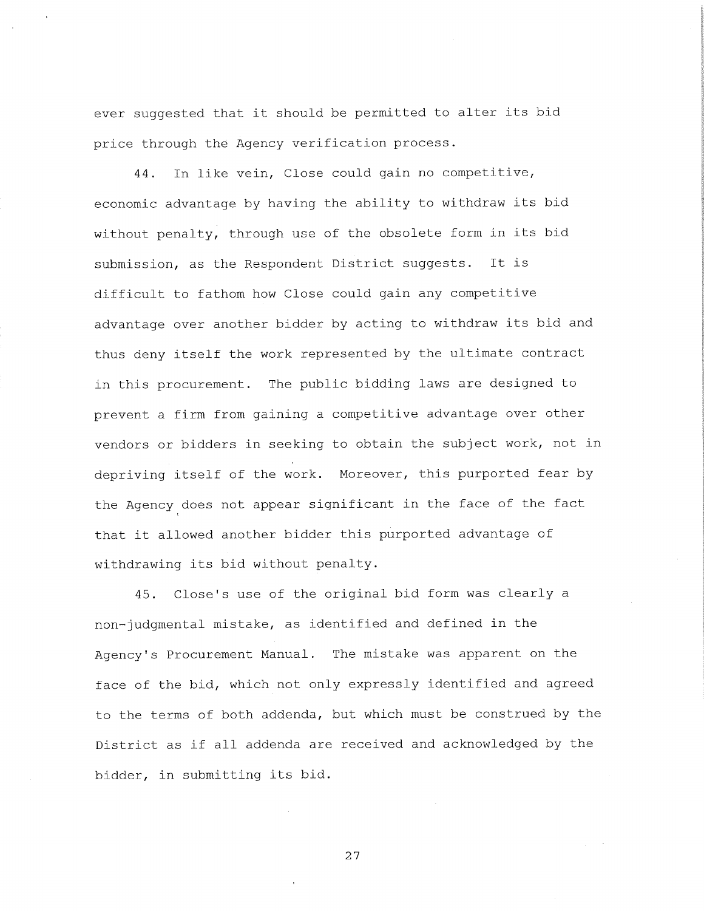ever suggested that it should be permitted to alter its bid price through the Agency verification process.

44. In like vein, Close could gain no competitive, economic advantage by having the ability to withdraw its bid without penalty, through use of the obsolete form in its bid submission, as the Respondent District suggests. It is difficult to fathom how Close could gain any competitive advantage over another bidder by acting to withdraw its bid and thus deny itself the work represented by the ultimate contract in this procurement. The public bidding laws are designed to prevent a firm from gaining a competitive advantage over other vendors or bidders in seeking to obtain the subject work, not in depriving itself of the work. Moreover, this purported fear by the Agency does not appear significant in the face of the fact that it allowed another bidder this purported advantage of withdrawing its bid without penalty.

45. Close's use of the original bid form was clearly a non-judgmental mistake, as identified and defined in the Agency's Procurement Manual. The mistake was apparent on the face of the bid, which not only expressly identified and agreed to the terms of both addenda, but which must be construed by the District as if all addenda are received and acknowledged by the bidder, in submitting its bid.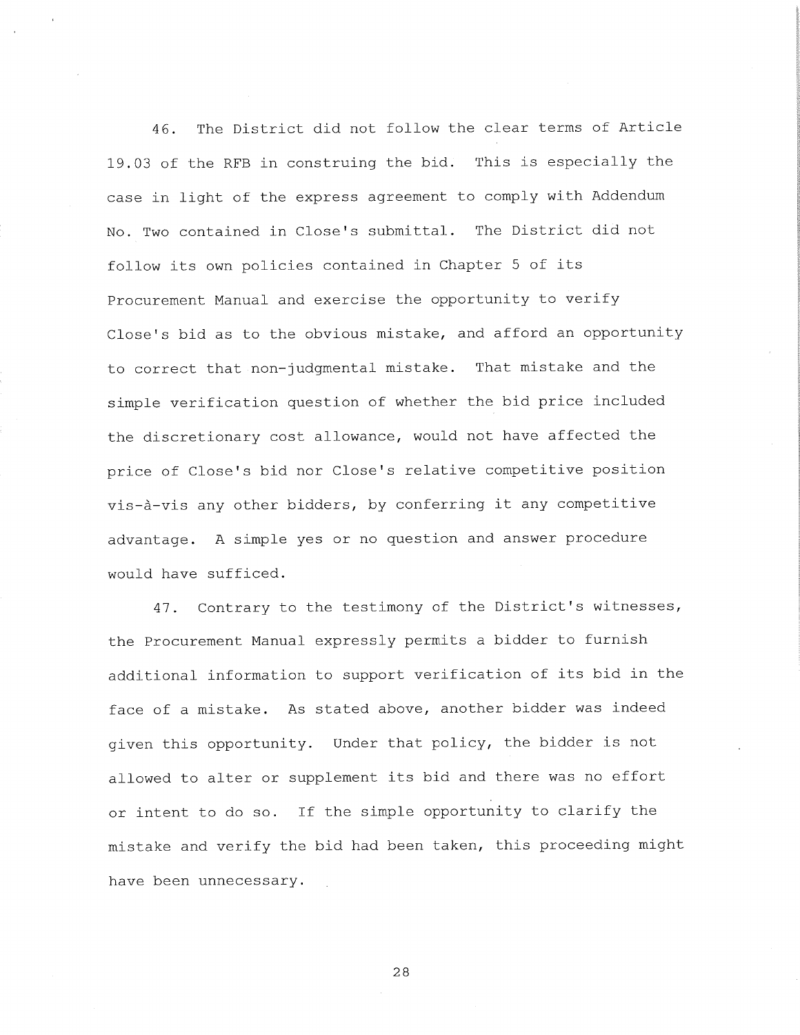46. The District did not follow the clear terms of Article 19.03 of the RFB in construing the bid. This is especially the case in light of the express agreement to comply with Addendum No. Two contained in Close's submittal. The District did not follow its own policies contained in Chapter 5 of its Procurement Manual and exercise the opportunity to verify Close's bid as to the obvious mistake, and afford an opportunity to correct that non-judgmental mistake. That mistake and the simple verification question of whether the bid price included the discretionary cost allowance, would not have affected the price of Close's bid nor Close's relative competitive position vis-à-vis any other bidders, by conferring it any competitive advantage. A simple yes or no question and answer procedure would have sufficed.

47. Contrary to the testimony of the District's witnesses, the Procurement Manual expressly permits a bidder to furnish additional information to support verification of its bid in the face of a mistake. As stated above, another bidder was indeed given this opportunity. Under that policy, the bidder is not allowed to alter or supplement its bid and there was no effort or intent to do so. If the simple opportunity to clarify the mistake and verify the bid had been taken, this proceeding might have been unnecessary.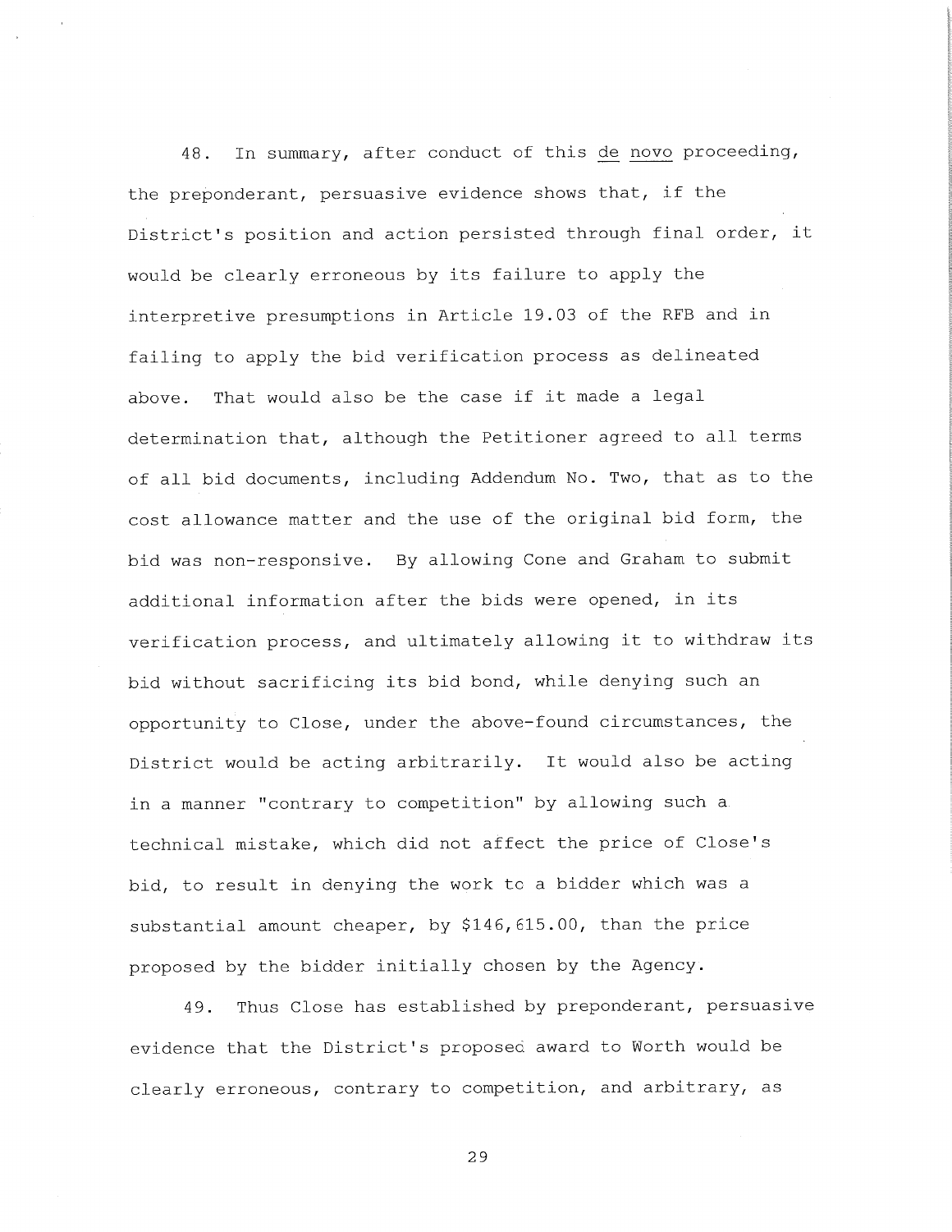48. In summary, after conduct of this _de novo_ proceeding, the preponderant, persuasive evidence shows that, if the District's position and action persisted through final order, it would be clearly erroneous by its failure to apply the interpretive presumptions in Article 19.03 of the RFB and in failing to apply the bid verification process as delineated above. That would also be the case if it made a legal determination that, although the Petitioner agreed to all terms of all bid documents, including Addendum No. Two, that as to the cost allowance matter and the use of the original bid form, the bid was non-responsive. By allowing Cone and Graham to submit additional information after the bids were opened, in its verification process, and ultimately allowing it to withdraw its bid without sacrificing its bid bond, while denying such an opportunity to Close, under the above-found circumstances, the District would be acting arbitrarily. It would also be acting in a manner "contrary to competition" by allowing such a technical mistake, which did not affect the price of Close's bid, to result in denying the work to a bidder which was a substantial amount cheaper, by $146,615.00, than the price proposed by the bidder initially chosen by the Agency.

49. Thus Close has established by preponderant, persuasive evidence that the District's proposed award to Worth would be clearly erroneous, contrary to competition, and arbitrary, as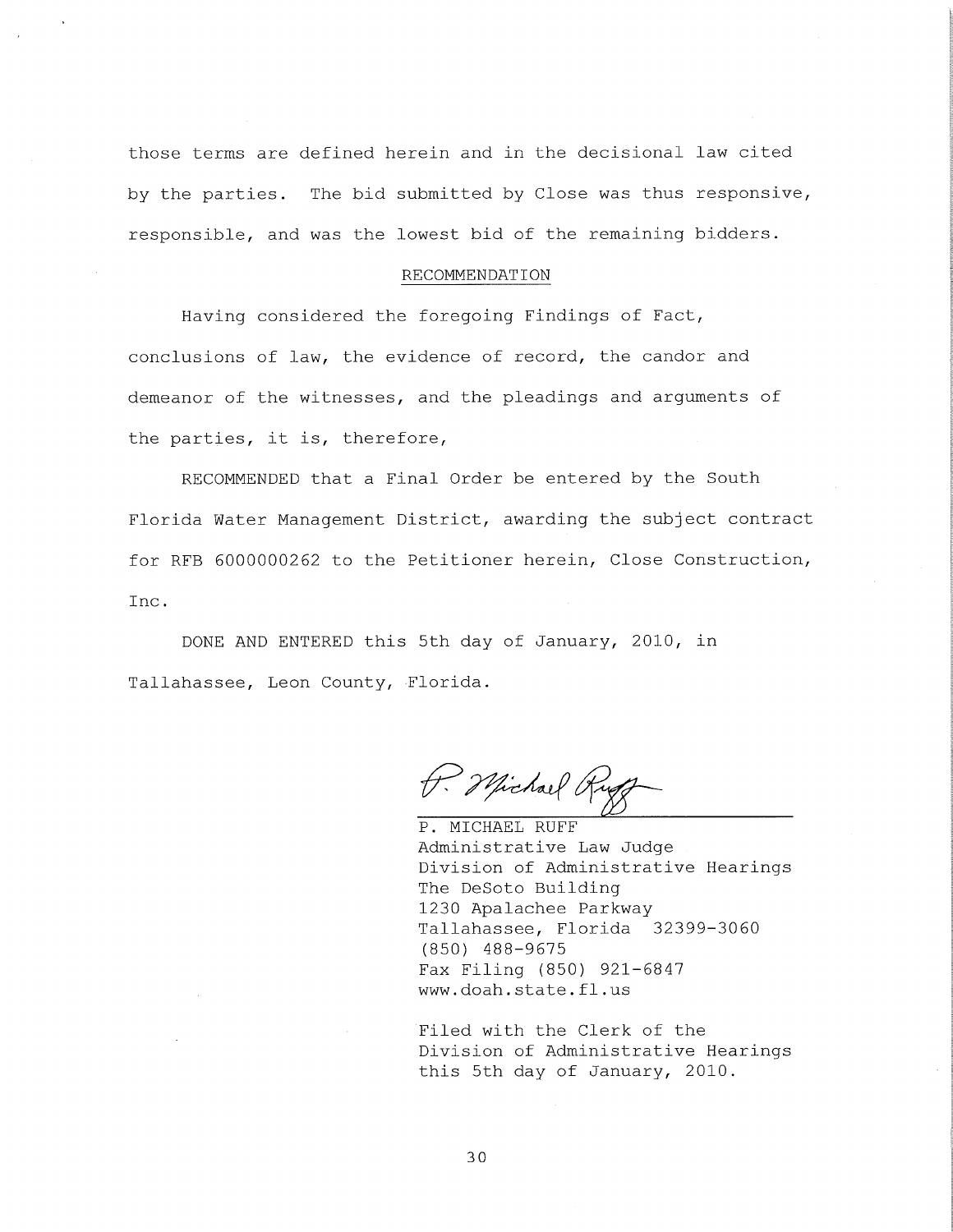those terms are defined herein and in the decisional law cited by the parties. The bid submitted by Close was thus responsive, responsible, and was the lowest bid of the remaining bidders.

## RECOMMENDATION

Having considered the foregoing Findings of Fact, conclusions of law, the evidence of record, the candor and demeanor of the witnesses, and the pleadings and arguments of the parties, it is, therefore,

RECOMMENDED that a Final Order be entered by the South Florida Water Management District, awarding the subject contract for RFB 6000000262 to the Petitioner herein, Close Construction, Inc.

DONE AND ENTERED this 5th day of January, 2010, in Tallahassee, Leon County, Florida.

P. Michael Ruff

P. MICHAEL RUFF
Administrative Law Judge
Division of Administrative Hearings
The DeSoto Building
1230 Apalachee Parkway
Tallahassee, Florida 32399-3060
(850) 488-9675
Fax Filing (850) 921-6847
www.doah.state.fl.us

Filed with the Clerk of the
Division of Administrative Hearings
this 5th day of January, 2010.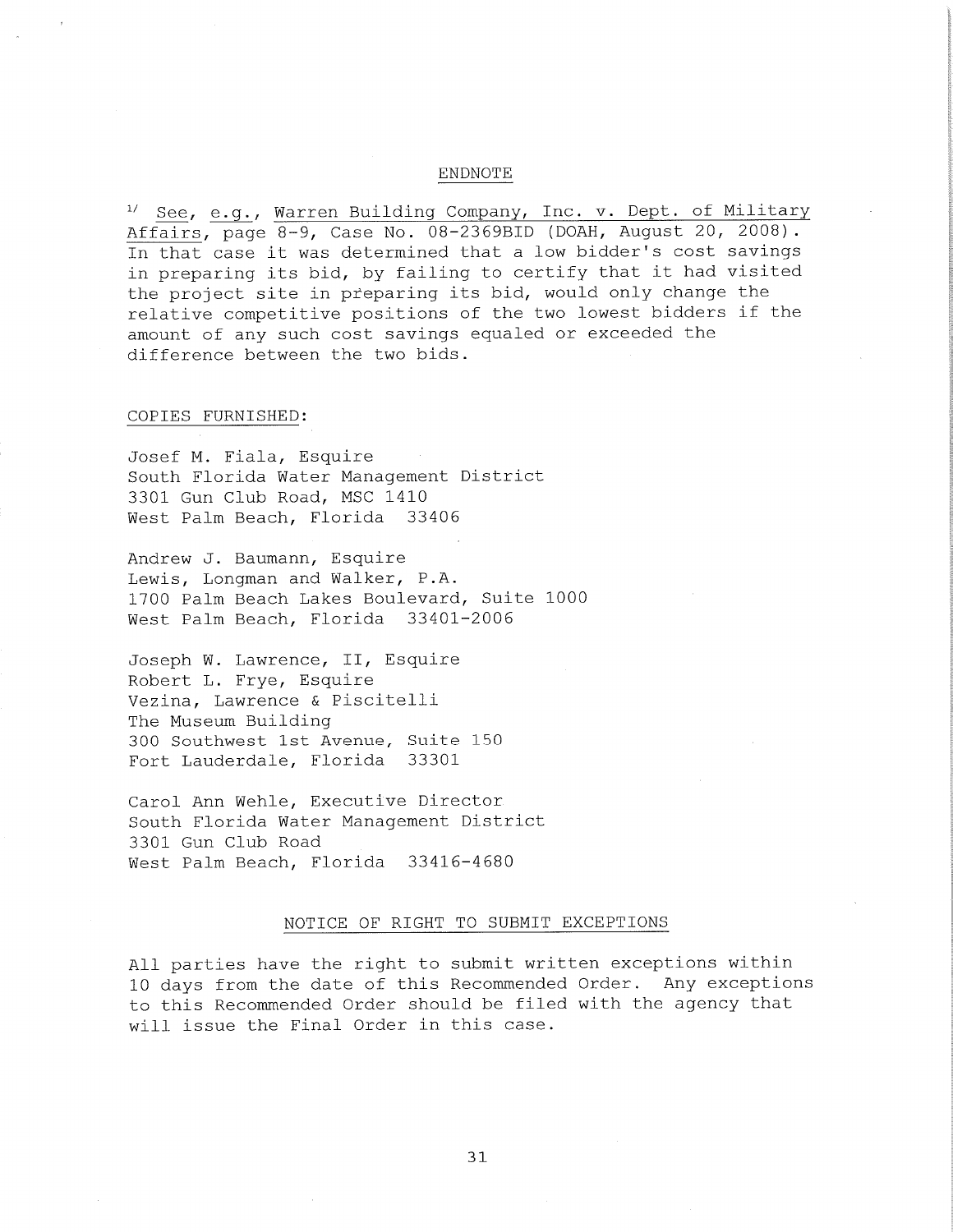## ENDNOTE

[1] See, e.g., Warren Building Company, Inc. v. Dept. of Military Affairs, page 8-9, Case No. 08-2369BID (DOAH, August 20, 2008). In that case it was determined that a low bidder's cost savings in preparing its bid, by failing to certify that it had visited the project site in preparing its bid, would only change the relative competitive positions of the two lowest bidders if the amount of any such cost savings equaled or exceeded the difference between the two bids.

COPIES FURNISHED:

Josef M. Fiala, Esquire
South Florida Water Management District
3301 Gun Club Road, MSC 1410
West Palm Beach, Florida 33406

Andrew J. Baumann, Esquire
Lewis, Longman and Walker, P.A.
1700 Palm Beach Lakes Boulevard, Suite 1000
West Palm Beach, Florida 33401-2006

Joseph W. Lawrence, II, Esquire
Robert L. Frye, Esquire
Vezina, Lawrence & Piscitelli
The Museum Building
300 Southwest 1st Avenue, Suite 150
Fort Lauderdale, Florida 33301

Carol Ann Wehle, Executive Director
South Florida Water Management District
3301 Gun Club Road
West Palm Beach, Florida 33416-4680

## NOTICE OF RIGHT TO SUBMIT EXCEPTIONS

All parties have the right to submit written exceptions within 10 days from the date of this Recommended Order. Any exceptions to this Recommended Order should be filed with the agency that will issue the Final Order in this case.